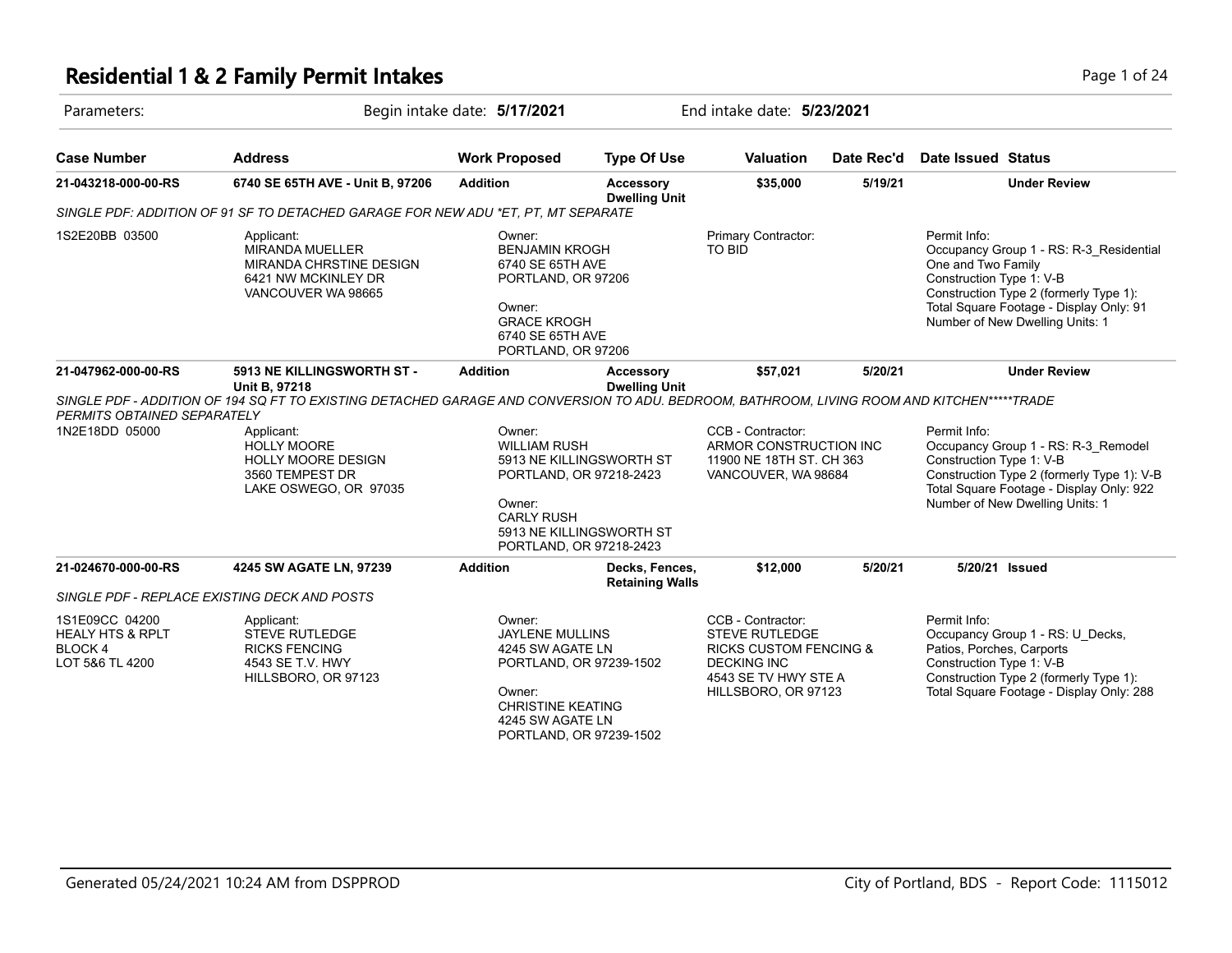# Residential 1 & 2 Family Permit Intakes

Parameters: Begin intake date: **5/17/2021** End intake date: **5/23/2021**

| Case Number | Address | Work Proposed | Type Of Use | Valuation | Date Rec'd | Date Issued | Status |
|---|---|---|---|---|---|---|---|
| **21-043218-000-00-RS** | **6740 SE 65TH AVE - Unit B, 97206** | **Addition** | **Accessory Dwelling Unit** | **$35,000** | **5/19/21** | | **Under Review** |

*SINGLE PDF: ADDITION OF 91 SF TO DETACHED GARAGE FOR NEW ADU *ET, PT, MT SEPARATE*

1S2E20BB 03500

Applicant:
MIRANDA MUELLER
MIRANDA CHRSTINE DESIGN
6421 NW MCKINLEY DR
VANCOUVER WA 98665

Owner:
BENJAMIN KROGH
6740 SE 65TH AVE
PORTLAND, OR 97206

Owner:
GRACE KROGH
6740 SE 65TH AVE
PORTLAND, OR 97206

Primary Contractor:
TO BID

Permit Info:
Occupancy Group 1 - RS: R-3_Residential One and Two Family
Construction Type 1: V-B
Construction Type 2 (formerly Type 1):
Total Square Footage - Display Only: 91
Number of New Dwelling Units: 1

| Case Number | Address | Work Proposed | Type Of Use | Valuation | Date Rec'd | Date Issued | Status |
|---|---|---|---|---|---|---|---|
| **21-047962-000-00-RS** | **5913 NE KILLINGSWORTH ST - Unit B, 97218** | **Addition** | **Accessory Dwelling Unit** | **$57,021** | **5/20/21** | | **Under Review** |

*SINGLE PDF - ADDITION OF 194 SQ FT TO EXISTING DETACHED GARAGE AND CONVERSION TO ADU. BEDROOM, BATHROOM, LIVING ROOM AND KITCHEN*****TRADE PERMITS OBTAINED SEPARATELY*

1N2E18DD 05000

Applicant:
HOLLY MOORE
HOLLY MOORE DESIGN
3560 TEMPEST DR
LAKE OSWEGO, OR 97035

Owner:
WILLIAM RUSH
5913 NE KILLINGSWORTH ST
PORTLAND, OR 97218-2423

Owner:
CARLY RUSH
5913 NE KILLINGSWORTH ST
PORTLAND, OR 97218-2423

CCB - Contractor:
ARMOR CONSTRUCTION INC
11900 NE 18TH ST. CH 363
VANCOUVER, WA 98684

Permit Info:
Occupancy Group 1 - RS: R-3_Remodel
Construction Type 1: V-B
Construction Type 2 (formerly Type 1): V-B
Total Square Footage - Display Only: 922
Number of New Dwelling Units: 1

| Case Number | Address | Work Proposed | Type Of Use | Valuation | Date Rec'd | Date Issued | Status |
|---|---|---|---|---|---|---|---|
| **21-024670-000-00-RS** | **4245 SW AGATE LN, 97239** | **Addition** | **Decks, Fences, Retaining Walls** | **$12,000** | **5/20/21** | **5/20/21** | **Issued** |

*SINGLE PDF - REPLACE EXISTING DECK AND POSTS*

1S1E09CC 04200
HEALY HTS & RPLT
BLOCK 4
LOT 5&6 TL 4200

Applicant:
STEVE RUTLEDGE
RICKS FENCING
4543 SE T.V. HWY
HILLSBORO, OR 97123

Owner:
JAYLENE MULLINS
4245 SW AGATE LN
PORTLAND, OR 97239-1502

Owner:
CHRISTINE KEATING
4245 SW AGATE LN
PORTLAND, OR 97239-1502

CCB - Contractor:
STEVE RUTLEDGE
RICKS CUSTOM FENCING & DECKING INC
4543 SE TV HWY STE A
HILLSBORO, OR 97123

Permit Info:
Occupancy Group 1 - RS: U_Decks, Patios, Porches, Carports
Construction Type 1: V-B
Construction Type 2 (formerly Type 1):
Total Square Footage - Display Only: 288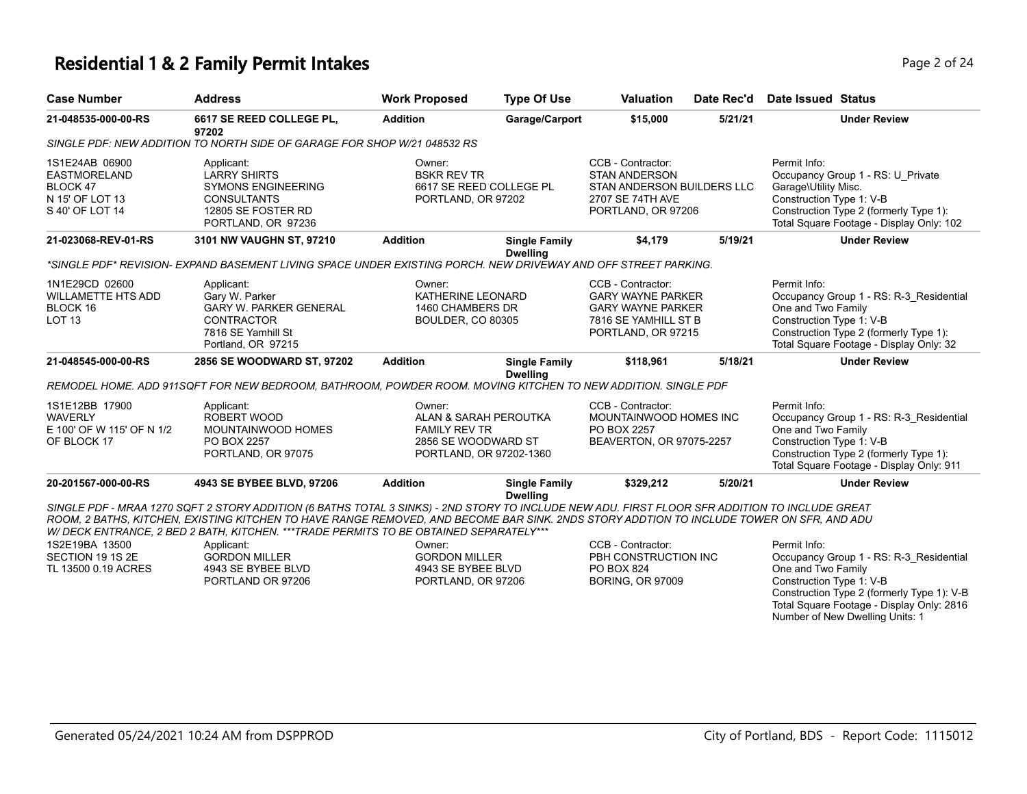## Residential 1 & 2 Family Permit Intakes

| Case Number | Address | Work Proposed | Type Of Use | Valuation | Date Rec'd | Date Issued | Status |
|---|---|---|---|---|---|---|---|
| 21-048535-000-00-RS | 6617 SE REED COLLEGE PL, 97202 | Addition | Garage/Carport | $15,000 | 5/21/21 | | Under Review |

*SINGLE PDF: NEW ADDITION TO NORTH SIDE OF GARAGE FOR SHOP W/21 048532 RS*

1S1E24AB 06900
EASTMORELAND
BLOCK 47
N 15' OF LOT 13
S 40' OF LOT 14

Applicant:
LARRY SHIRTS
SYMONS ENGINEERING CONSULTANTS
12805 SE FOSTER RD
PORTLAND, OR 97236

Owner:
BSKR REV TR
6617 SE REED COLLEGE PL
PORTLAND, OR 97202

CCB - Contractor:
STAN ANDERSON
STAN ANDERSON BUILDERS LLC
2707 SE 74TH AVE
PORTLAND, OR 97206

Permit Info:
Occupancy Group 1 - RS: U_Private Garage\Utility Misc.
Construction Type 1: V-B
Construction Type 2 (formerly Type 1):
Total Square Footage - Display Only: 102

| Case Number | Address | Work Proposed | Type Of Use | Valuation | Date Rec'd | Date Issued | Status |
|---|---|---|---|---|---|---|---|
| 21-023068-REV-01-RS | 3101 NW VAUGHN ST, 97210 | Addition | Single Family Dwelling | $4,179 | 5/19/21 | | Under Review |

*\*SINGLE PDF\* REVISION- EXPAND BASEMENT LIVING SPACE UNDER EXISTING PORCH. NEW DRIVEWAY AND OFF STREET PARKING.*

1N1E29CD 02600
WILLAMETTE HTS ADD
BLOCK 16
LOT 13

Applicant:
Gary W. Parker
GARY W. PARKER GENERAL CONTRACTOR
7816 SE Yamhill St
Portland, OR 97215

Owner:
KATHERINE LEONARD
1460 CHAMBERS DR
BOULDER, CO 80305

CCB - Contractor:
GARY WAYNE PARKER
GARY WAYNE PARKER
7816 SE YAMHILL ST B
PORTLAND, OR 97215

Permit Info:
Occupancy Group 1 - RS: R-3_Residential One and Two Family
Construction Type 1: V-B
Construction Type 2 (formerly Type 1):
Total Square Footage - Display Only: 32

| Case Number | Address | Work Proposed | Type Of Use | Valuation | Date Rec'd | Date Issued | Status |
|---|---|---|---|---|---|---|---|
| 21-048545-000-00-RS | 2856 SE WOODWARD ST, 97202 | Addition | Single Family Dwelling | $118,961 | 5/18/21 | | Under Review |

*REMODEL HOME. ADD 911SQFT FOR NEW BEDROOM, BATHROOM, POWDER ROOM. MOVING KITCHEN TO NEW ADDITION. SINGLE PDF*

1S1E12BB 17900
WAVERLY
E 100' OF W 115' OF N 1/2 OF BLOCK 17

Applicant:
ROBERT WOOD
MOUNTAINWOOD HOMES
PO BOX 2257
PORTLAND, OR 97075

Owner:
ALAN & SARAH PEROUTKA
FAMILY REV TR
2856 SE WOODWARD ST
PORTLAND, OR 97202-1360

CCB - Contractor:
MOUNTAINWOOD HOMES INC
PO BOX 2257
BEAVERTON, OR 97075-2257

Permit Info:
Occupancy Group 1 - RS: R-3_Residential One and Two Family
Construction Type 1: V-B
Construction Type 2 (formerly Type 1):
Total Square Footage - Display Only: 911

| Case Number | Address | Work Proposed | Type Of Use | Valuation | Date Rec'd | Date Issued | Status |
|---|---|---|---|---|---|---|---|
| 20-201567-000-00-RS | 4943 SE BYBEE BLVD, 97206 | Addition | Single Family Dwelling | $329,212 | 5/20/21 | | Under Review |

*SINGLE PDF - MRAA 1270 SQFT 2 STORY ADDITION (6 BATHS TOTAL 3 SINKS) - 2ND STORY TO INCLUDE NEW ADU. FIRST FLOOR SFR ADDITION TO INCLUDE GREAT ROOM, 2 BATHS, KITCHEN, EXISTING KITCHEN TO HAVE RANGE REMOVED, AND BECOME BAR SINK. 2NDS STORY ADDTION TO INCLUDE TOWER ON SFR, AND ADU W/ DECK ENTRANCE, 2 BED 2 BATH, KITCHEN. \*\*\*TRADE PERMITS TO BE OBTAINED SEPARATELY\*\*\**

1S2E19BA 13500
SECTION 19 1S 2E
TL 13500 0.19 ACRES

Applicant:
GORDON MILLER
4943 SE BYBEE BLVD
PORTLAND OR 97206

Owner:
GORDON MILLER
4943 SE BYBEE BLVD
PORTLAND, OR 97206

CCB - Contractor:
PBH CONSTRUCTION INC
PO BOX 824
BORING, OR 97009

Permit Info:
Occupancy Group 1 - RS: R-3_Residential One and Two Family
Construction Type 1: V-B
Construction Type 2 (formerly Type 1): V-B
Total Square Footage - Display Only: 2816
Number of New Dwelling Units: 1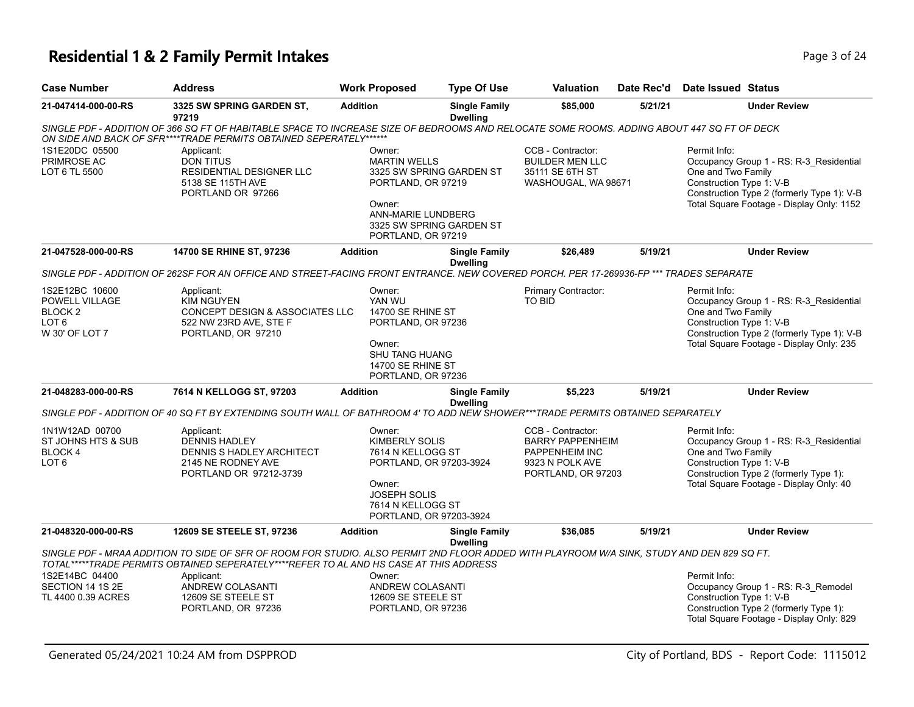# Residential 1 & 2 Family Permit Intakes

| Case Number | Address | Work Proposed | Type Of Use | Valuation | Date Rec'd | Date Issued | Status |
|---|---|---|---|---|---|---|---|
| 21-047414-000-00-RS | 3325 SW SPRING GARDEN ST, 97219 | Addition | Single Family Dwelling | $85,000 | 5/21/21 | | Under Review |

SINGLE PDF - ADDITION OF 366 SQ FT OF HABITABLE SPACE TO INCREASE SIZE OF BEDROOMS AND RELOCATE SOME ROOMS. ADDING ABOUT 447 SQ FT OF DECK ON SIDE AND BACK OF SFR****TRADE PERMITS OBTAINED SEPERATELY******

1S1E20DC 05500
PRIMROSE AC
LOT 6 TL 5500

Applicant:
DON TITUS
RESIDENTIAL DESIGNER LLC
5138 SE 115TH AVE
PORTLAND OR 97266

Owner:
MARTIN WELLS
3325 SW SPRING GARDEN ST
PORTLAND, OR 97219

Owner:
ANN-MARIE LUNDBERG
3325 SW SPRING GARDEN ST
PORTLAND, OR 97219

CCB - Contractor:
BUILDER MEN LLC
35111 SE 6TH ST
WASHOUGAL, WA 98671

Permit Info:
Occupancy Group 1 - RS: R-3_Residential One and Two Family
Construction Type 1: V-B
Construction Type 2 (formerly Type 1): V-B
Total Square Footage - Display Only: 1152

| Case Number | Address | Work Proposed | Type Of Use | Valuation | Date Rec'd | Date Issued | Status |
|---|---|---|---|---|---|---|---|
| 21-047528-000-00-RS | 14700 SE RHINE ST, 97236 | Addition | Single Family Dwelling | $26,489 | 5/19/21 | | Under Review |

SINGLE PDF - ADDITION OF 262SF FOR AN OFFICE AND STREET-FACING FRONT ENTRANCE. NEW COVERED PORCH. PER 17-269936-FP *** TRADES SEPARATE

1S2E12BC 10600
POWELL VILLAGE
BLOCK 2
LOT 6
W 30' OF LOT 7

Applicant:
KIM NGUYEN
CONCEPT DESIGN & ASSOCIATES LLC
522 NW 23RD AVE, STE F
PORTLAND, OR 97210

Owner:
YAN WU
14700 SE RHINE ST
PORTLAND, OR 97236

Owner:
SHU TANG HUANG
14700 SE RHINE ST
PORTLAND, OR 97236

Primary Contractor:
TO BID

Permit Info:
Occupancy Group 1 - RS: R-3_Residential One and Two Family
Construction Type 1: V-B
Construction Type 2 (formerly Type 1): V-B
Total Square Footage - Display Only: 235

| Case Number | Address | Work Proposed | Type Of Use | Valuation | Date Rec'd | Date Issued | Status |
|---|---|---|---|---|---|---|---|
| 21-048283-000-00-RS | 7614 N KELLOGG ST, 97203 | Addition | Single Family Dwelling | $5,223 | 5/19/21 | | Under Review |

SINGLE PDF - ADDITION OF 40 SQ FT BY EXTENDING SOUTH WALL OF BATHROOM 4' TO ADD NEW SHOWER***TRADE PERMITS OBTAINED SEPARATELY

1N1W12AD 00700
ST JOHNS HTS & SUB
BLOCK 4
LOT 6

Applicant:
DENNIS HADLEY
DENNIS S HADLEY ARCHITECT
2145 NE RODNEY AVE
PORTLAND OR 97212-3739

Owner:
KIMBERLY SOLIS
7614 N KELLOGG ST
PORTLAND, OR 97203-3924

Owner:
JOSEPH SOLIS
7614 N KELLOGG ST
PORTLAND, OR 97203-3924

CCB - Contractor:
BARRY PAPPENHEIM
PAPPENHEIM INC
9323 N POLK AVE
PORTLAND, OR 97203

Permit Info:
Occupancy Group 1 - RS: R-3_Residential One and Two Family
Construction Type 1: V-B
Construction Type 2 (formerly Type 1):
Total Square Footage - Display Only: 40

| Case Number | Address | Work Proposed | Type Of Use | Valuation | Date Rec'd | Date Issued | Status |
|---|---|---|---|---|---|---|---|
| 21-048320-000-00-RS | 12609 SE STEELE ST, 97236 | Addition | Single Family Dwelling | $36,085 | 5/19/21 | | Under Review |

SINGLE PDF - MRAA ADDITION TO SIDE OF SFR OF ROOM FOR STUDIO. ALSO PERMIT 2ND FLOOR ADDED WITH PLAYROOM W/A SINK, STUDY AND DEN 829 SQ FT. TOTAL*****TRADE PERMITS OBTAINED SEPERATELY****REFER TO AL AND HS CASE AT THIS ADDRESS

1S2E14BC 04400
SECTION 14 1S 2E
TL 4400 0.39 ACRES

Applicant:
ANDREW COLASANTI
12609 SE STEELE ST
PORTLAND, OR 97236

Owner:
ANDREW COLASANTI
12609 SE STEELE ST
PORTLAND, OR 97236

Permit Info:
Occupancy Group 1 - RS: R-3_Remodel
Construction Type 1: V-B
Construction Type 2 (formerly Type 1):
Total Square Footage - Display Only: 829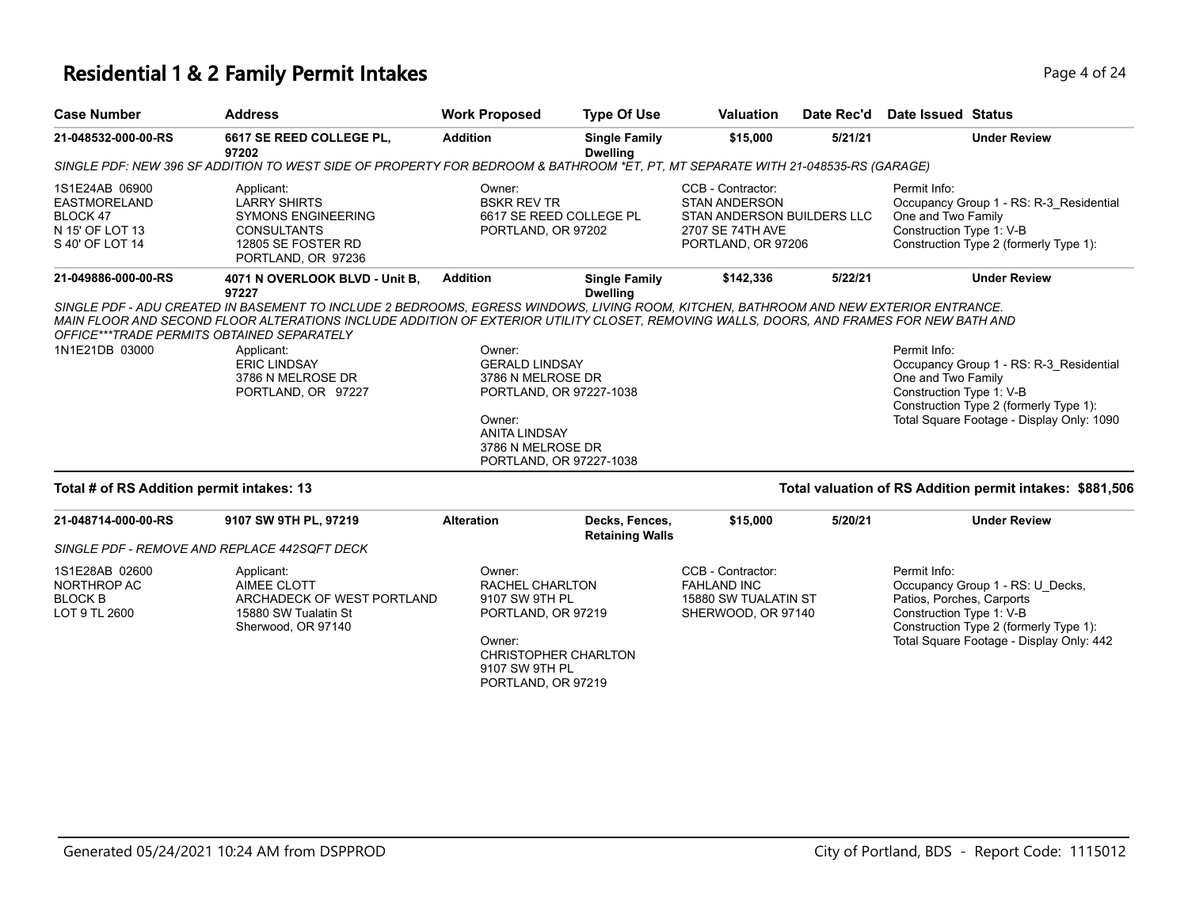# Residential 1 & 2 Family Permit Intakes

| Case Number | Address | Work Proposed | Type Of Use | Valuation | Date Rec'd | Date Issued | Status |
|---|---|---|---|---|---|---|---|
| 21-048532-000-00-RS | 6617 SE REED COLLEGE PL, 97202 | Addition | Single Family Dwelling | $15,000 | 5/21/21 | | Under Review |

*SINGLE PDF: NEW 396 SF ADDITION TO WEST SIDE OF PROPERTY FOR BEDROOM & BATHROOM *ET, PT, MT SEPARATE WITH 21-048535-RS (GARAGE)*

1S1E24AB 06900
EASTMORELAND
BLOCK 47
N 15' OF LOT 13
S 40' OF LOT 14

Applicant:
LARRY SHIRTS
SYMONS ENGINEERING CONSULTANTS
12805 SE FOSTER RD
PORTLAND, OR 97236

Owner:
BSKR REV TR
6617 SE REED COLLEGE PL
PORTLAND, OR 97202

CCB - Contractor:
STAN ANDERSON
STAN ANDERSON BUILDERS LLC
2707 SE 74TH AVE
PORTLAND, OR 97206

Permit Info:
Occupancy Group 1 - RS: R-3_Residential One and Two Family
Construction Type 1: V-B
Construction Type 2 (formerly Type 1):

| Case Number | Address | Work Proposed | Type Of Use | Valuation | Date Rec'd | Date Issued | Status |
|---|---|---|---|---|---|---|---|
| 21-049886-000-00-RS | 4071 N OVERLOOK BLVD - Unit B, 97227 | Addition | Single Family Dwelling | $142,336 | 5/22/21 | | Under Review |

*SINGLE PDF - ADU CREATED IN BASEMENT TO INCLUDE 2 BEDROOMS, EGRESS WINDOWS, LIVING ROOM, KITCHEN, BATHROOM AND NEW EXTERIOR ENTRANCE. MAIN FLOOR AND SECOND FLOOR ALTERATIONS INCLUDE ADDITION OF EXTERIOR UTILITY CLOSET, REMOVING WALLS, DOORS, AND FRAMES FOR NEW BATH AND OFFICE***TRADE PERMITS OBTAINED SEPARATELY*

1N1E21DB 03000

Applicant:
ERIC LINDSAY
3786 N MELROSE DR
PORTLAND, OR 97227

Owner:
GERALD LINDSAY
3786 N MELROSE DR
PORTLAND, OR 97227-1038

Owner:
ANITA LINDSAY
3786 N MELROSE DR
PORTLAND, OR 97227-1038

Permit Info:
Occupancy Group 1 - RS: R-3_Residential One and Two Family
Construction Type 1: V-B
Construction Type 2 (formerly Type 1):
Total Square Footage - Display Only: 1090

**Total # of RS Addition permit intakes: 13**

**Total valuation of RS Addition permit intakes: $881,506**

| Case Number | Address | Work Proposed | Type Of Use | Valuation | Date Rec'd | Date Issued | Status |
|---|---|---|---|---|---|---|---|
| 21-048714-000-00-RS | 9107 SW 9TH PL, 97219 | Alteration | Decks, Fences, Retaining Walls | $15,000 | 5/20/21 | | Under Review |

*SINGLE PDF - REMOVE AND REPLACE 442SQFT DECK*

1S1E28AB 02600
NORTHROP AC
BLOCK B
LOT 9 TL 2600

Applicant:
AIMEE CLOTT
ARCHADECK OF WEST PORTLAND
15880 SW Tualatin St
Sherwood, OR 97140

Owner:
RACHEL CHARLTON
9107 SW 9TH PL
PORTLAND, OR 97219

Owner:
CHRISTOPHER CHARLTON
9107 SW 9TH PL
PORTLAND, OR 97219

CCB - Contractor:
FAHLAND INC
15880 SW TUALATIN ST
SHERWOOD, OR 97140

Permit Info:
Occupancy Group 1 - RS: U_Decks, Patios, Porches, Carports
Construction Type 1: V-B
Construction Type 2 (formerly Type 1):
Total Square Footage - Display Only: 442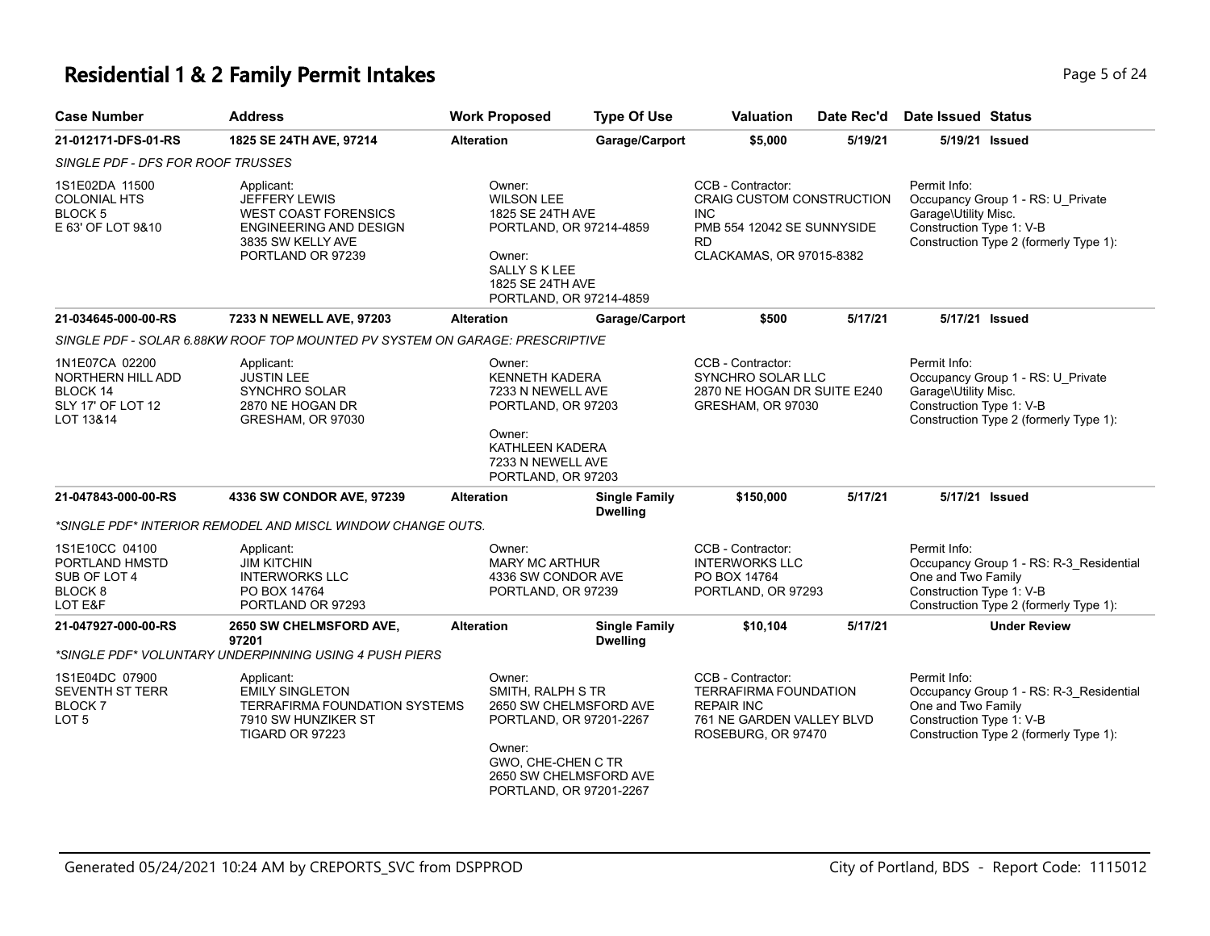# Residential 1 & 2 Family Permit Intakes

| Case Number | Address | Work Proposed | Type Of Use | Valuation | Date Rec'd | Date Issued | Status |
|---|---|---|---|---|---|---|---|
| 21-012171-DFS-01-RS | 1825 SE 24TH AVE, 97214 | Alteration | Garage/Carport | $5,000 | 5/19/21 | 5/19/21 | Issued |

*SINGLE PDF - DFS FOR ROOF TRUSSES*

1S1E02DA 11500
COLONIAL HTS
BLOCK 5
E 63' OF LOT 9&10

Applicant:
JEFFERY LEWIS
WEST COAST FORENSICS
ENGINEERING AND DESIGN
3835 SW KELLY AVE
PORTLAND OR 97239

Owner:
WILSON LEE
1825 SE 24TH AVE
PORTLAND, OR 97214-4859

Owner:
SALLY S K LEE
1825 SE 24TH AVE
PORTLAND, OR 97214-4859

CCB - Contractor:
CRAIG CUSTOM CONSTRUCTION INC
PMB 554 12042 SE SUNNYSIDE RD
CLACKAMAS, OR 97015-8382

Permit Info:
Occupancy Group 1 - RS: U_Private Garage\Utility Misc.
Construction Type 1: V-B
Construction Type 2 (formerly Type 1):

| Case Number | Address | Work Proposed | Type Of Use | Valuation | Date Rec'd | Date Issued | Status |
|---|---|---|---|---|---|---|---|
| 21-034645-000-00-RS | 7233 N NEWELL AVE, 97203 | Alteration | Garage/Carport | $500 | 5/17/21 | 5/17/21 | Issued |

*SINGLE PDF - SOLAR 6.88KW ROOF TOP MOUNTED PV SYSTEM ON GARAGE: PRESCRIPTIVE*

1N1E07CA 02200
NORTHERN HILL ADD
BLOCK 14
SLY 17' OF LOT 12
LOT 13&14

Applicant:
JUSTIN LEE
SYNCHRO SOLAR
2870 NE HOGAN DR
GRESHAM, OR 97030

Owner:
KENNETH KADERA
7233 N NEWELL AVE
PORTLAND, OR 97203

Owner:
KATHLEEN KADERA
7233 N NEWELL AVE
PORTLAND, OR 97203

CCB - Contractor:
SYNCHRO SOLAR LLC
2870 NE HOGAN DR SUITE E240
GRESHAM, OR 97030

Permit Info:
Occupancy Group 1 - RS: U_Private Garage\Utility Misc.
Construction Type 1: V-B
Construction Type 2 (formerly Type 1):

| Case Number | Address | Work Proposed | Type Of Use | Valuation | Date Rec'd | Date Issued | Status |
|---|---|---|---|---|---|---|---|
| 21-047843-000-00-RS | 4336 SW CONDOR AVE, 97239 | Alteration | Single Family Dwelling | $150,000 | 5/17/21 | 5/17/21 | Issued |

*\*SINGLE PDF\* INTERIOR REMODEL AND MISCL WINDOW CHANGE OUTS.*

1S1E10CC 04100
PORTLAND HMSTD
SUB OF LOT 4
BLOCK 8
LOT E&F

Applicant:
JIM KITCHIN
INTERWORKS LLC
PO BOX 14764
PORTLAND OR 97293

Owner:
MARY MC ARTHUR
4336 SW CONDOR AVE
PORTLAND, OR 97239

CCB - Contractor:
INTERWORKS LLC
PO BOX 14764
PORTLAND, OR 97293

Permit Info:
Occupancy Group 1 - RS: R-3_Residential One and Two Family
Construction Type 1: V-B
Construction Type 2 (formerly Type 1):

| Case Number | Address | Work Proposed | Type Of Use | Valuation | Date Rec'd | Date Issued | Status |
|---|---|---|---|---|---|---|---|
| 21-047927-000-00-RS | 2650 SW CHELMSFORD AVE, 97201 | Alteration | Single Family Dwelling | $10,104 | 5/17/21 | | Under Review |

*\*SINGLE PDF\* VOLUNTARY UNDERPINNING USING 4 PUSH PIERS*

1S1E04DC 07900
SEVENTH ST TERR
BLOCK 7
LOT 5

Applicant:
EMILY SINGLETON
TERRAFIRMA FOUNDATION SYSTEMS
7910 SW HUNZIKER ST
TIGARD OR 97223

Owner:
SMITH, RALPH S TR
2650 SW CHELMSFORD AVE
PORTLAND, OR 97201-2267

Owner:
GWO, CHE-CHEN C TR
2650 SW CHELMSFORD AVE
PORTLAND, OR 97201-2267

CCB - Contractor:
TERRAFIRMA FOUNDATION REPAIR INC
761 NE GARDEN VALLEY BLVD
ROSEBURG, OR 97470

Permit Info:
Occupancy Group 1 - RS: R-3_Residential One and Two Family
Construction Type 1: V-B
Construction Type 2 (formerly Type 1):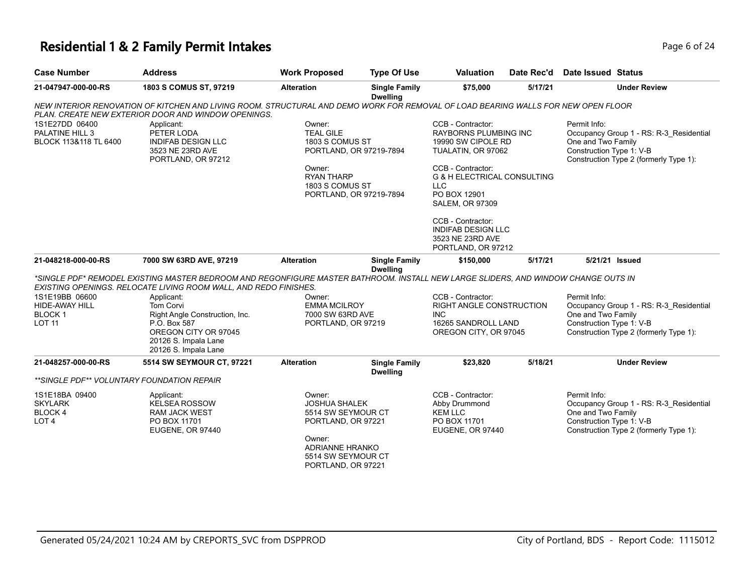# Residential 1 & 2 Family Permit Intakes

| Case Number | Address | Work Proposed | Type Of Use | Valuation | Date Rec'd | Date Issued | Status |
|---|---|---|---|---|---|---|---|
| **21-047947-000-00-RS** | **1803 S COMUS ST, 97219** | **Alteration** | **Single Family Dwelling** | **$75,000** | **5/17/21** | | **Under Review** |

*NEW INTERIOR RENOVATION OF KITCHEN AND LIVING ROOM. STRUCTURAL AND DEMO WORK FOR REMOVAL OF LOAD BEARING WALLS FOR NEW OPEN FLOOR PLAN. CREATE NEW EXTERIOR DOOR AND WINDOW OPENINGS.*

1S1E27DD 06400
PALATINE HILL 3
BLOCK 113&118 TL 6400

Applicant:
PETER LODA
INDIFAB DESIGN LLC
3523 NE 23RD AVE
PORTLAND, OR 97212

Owner:
TEAL GILE
1803 S COMUS ST
PORTLAND, OR 97219-7894

Owner:
RYAN THARP
1803 S COMUS ST
PORTLAND, OR 97219-7894

CCB - Contractor:
RAYBORNS PLUMBING INC
19990 SW CIPOLE RD
TUALATIN, OR 97062

CCB - Contractor:
G & H ELECTRICAL CONSULTING LLC
PO BOX 12901
SALEM, OR 97309

CCB - Contractor:
INDIFAB DESIGN LLC
3523 NE 23RD AVE
PORTLAND, OR 97212

Permit Info:
Occupancy Group 1 - RS: R-3_Residential One and Two Family
Construction Type 1: V-B
Construction Type 2 (formerly Type 1):

| Case Number | Address | Work Proposed | Type Of Use | Valuation | Date Rec'd | Date Issued | Status |
|---|---|---|---|---|---|---|---|
| **21-048218-000-00-RS** | **7000 SW 63RD AVE, 97219** | **Alteration** | **Single Family Dwelling** | **$150,000** | **5/17/21** | **5/21/21** | **Issued** |

*\*SINGLE PDF\* REMODEL EXISTING MASTER BEDROOM AND REGONFIGURE MASTER BATHROOM. INSTALL NEW LARGE SLIDERS, AND WINDOW CHANGE OUTS IN EXISTING OPENINGS. RELOCATE LIVING ROOM WALL, AND REDO FINISHES.*

1S1E19BB 06600
HIDE-AWAY HILL
BLOCK 1
LOT 11

Applicant:
Tom Corvi
Right Angle Construction, Inc.
P.O. Box 587
OREGON CITY OR 97045
20126 S. Impala Lane
20126 S. Impala Lane

Owner:
EMMA MCILROY
7000 SW 63RD AVE
PORTLAND, OR 97219

CCB - Contractor:
RIGHT ANGLE CONSTRUCTION INC
16265 SANDROLL LAND
OREGON CITY, OR 97045

Permit Info:
Occupancy Group 1 - RS: R-3_Residential One and Two Family
Construction Type 1: V-B
Construction Type 2 (formerly Type 1):

| Case Number | Address | Work Proposed | Type Of Use | Valuation | Date Rec'd | Date Issued | Status |
|---|---|---|---|---|---|---|---|
| **21-048257-000-00-RS** | **5514 SW SEYMOUR CT, 97221** | **Alteration** | **Single Family Dwelling** | **$23,820** | **5/18/21** | | **Under Review** |

*\*\*SINGLE PDF\*\* VOLUNTARY FOUNDATION REPAIR*

1S1E18BA 09400
SKYLARK
BLOCK 4
LOT 4

Applicant:
KELSEA ROSSOW
RAM JACK WEST
PO BOX 11701
EUGENE, OR 97440

Owner:
JOSHUA SHALEK
5514 SW SEYMOUR CT
PORTLAND, OR 97221

Owner:
ADRIANNE HRANKO
5514 SW SEYMOUR CT
PORTLAND, OR 97221

CCB - Contractor:
Abby Drummond
KEM LLC
PO BOX 11701
EUGENE, OR 97440

Permit Info:
Occupancy Group 1 - RS: R-3_Residential One and Two Family
Construction Type 1: V-B
Construction Type 2 (formerly Type 1):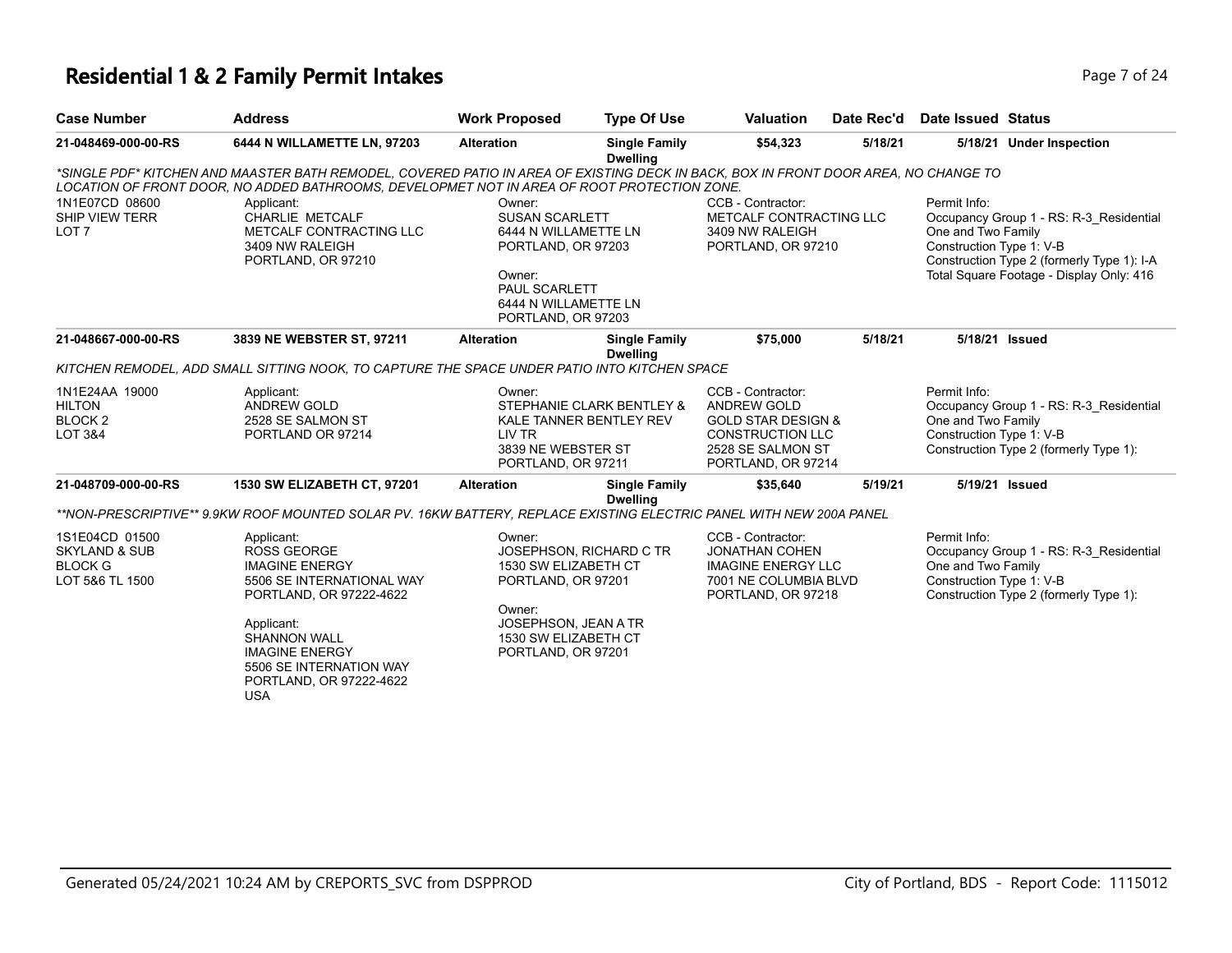# Residential 1 & 2 Family Permit Intakes

| Case Number | Address | Work Proposed | Type Of Use | Valuation | Date Rec'd | Date Issued | Status |
|---|---|---|---|---|---|---|---|
| 21-048469-000-00-RS | 6444 N WILLAMETTE LN, 97203 | Alteration | Single Family Dwelling | $54,323 | 5/18/21 | 5/18/21 | Under Inspection |

*SINGLE PDF* KITCHEN AND MAASTER BATH REMODEL, COVERED PATIO IN AREA OF EXISTING DECK IN BACK, BOX IN FRONT DOOR AREA, NO CHANGE TO LOCATION OF FRONT DOOR, NO ADDED BATHROOMS, DEVELOPMET NOT IN AREA OF ROOT PROTECTION ZONE.

1N1E07CD 08600
SHIP VIEW TERR
LOT 7

Applicant:
CHARLIE METCALF
METCALF CONTRACTING LLC
3409 NW RALEIGH
PORTLAND, OR 97210

Owner:
SUSAN SCARLETT
6444 N WILLAMETTE LN
PORTLAND, OR 97203

Owner:
PAUL SCARLETT
6444 N WILLAMETTE LN
PORTLAND, OR 97203

CCB - Contractor:
METCALF CONTRACTING LLC
3409 NW RALEIGH
PORTLAND, OR 97210

Permit Info:
Occupancy Group 1 - RS: R-3_Residential One and Two Family
Construction Type 1: V-B
Construction Type 2 (formerly Type 1): I-A
Total Square Footage - Display Only: 416

| Case Number | Address | Work Proposed | Type Of Use | Valuation | Date Rec'd | Date Issued | Status |
|---|---|---|---|---|---|---|---|
| 21-048667-000-00-RS | 3839 NE WEBSTER ST, 97211 | Alteration | Single Family Dwelling | $75,000 | 5/18/21 | 5/18/21 | Issued |

KITCHEN REMODEL, ADD SMALL SITTING NOOK, TO CAPTURE THE SPACE UNDER PATIO INTO KITCHEN SPACE

1N1E24AA 19000
HILTON
BLOCK 2
LOT 3&4

Applicant:
ANDREW GOLD
2528 SE SALMON ST
PORTLAND OR 97214

Owner:
STEPHANIE CLARK BENTLEY &
KALE TANNER BENTLEY REV
LIV TR
3839 NE WEBSTER ST
PORTLAND, OR 97211

CCB - Contractor:
ANDREW GOLD
GOLD STAR DESIGN &
CONSTRUCTION LLC
2528 SE SALMON ST
PORTLAND, OR 97214

Permit Info:
Occupancy Group 1 - RS: R-3_Residential One and Two Family
Construction Type 1: V-B
Construction Type 2 (formerly Type 1):

| Case Number | Address | Work Proposed | Type Of Use | Valuation | Date Rec'd | Date Issued | Status |
|---|---|---|---|---|---|---|---|
| 21-048709-000-00-RS | 1530 SW ELIZABETH CT, 97201 | Alteration | Single Family Dwelling | $35,640 | 5/19/21 | 5/19/21 | Issued |

**NON-PRESCRIPTIVE** 9.9KW ROOF MOUNTED SOLAR PV. 16KW BATTERY, REPLACE EXISTING ELECTRIC PANEL WITH NEW 200A PANEL

1S1E04CD 01500
SKYLAND & SUB
BLOCK G
LOT 5&6 TL 1500

Applicant:
ROSS GEORGE
IMAGINE ENERGY
5506 SE INTERNATIONAL WAY
PORTLAND, OR 97222-4622

Applicant:
SHANNON WALL
IMAGINE ENERGY
5506 SE INTERNATION WAY
PORTLAND, OR 97222-4622
USA

Owner:
JOSEPHSON, RICHARD C TR
1530 SW ELIZABETH CT
PORTLAND, OR 97201

Owner:
JOSEPHSON, JEAN A TR
1530 SW ELIZABETH CT
PORTLAND, OR 97201

CCB - Contractor:
JONATHAN COHEN
IMAGINE ENERGY LLC
7001 NE COLUMBIA BLVD
PORTLAND, OR 97218

Permit Info:
Occupancy Group 1 - RS: R-3_Residential One and Two Family
Construction Type 1: V-B
Construction Type 2 (formerly Type 1):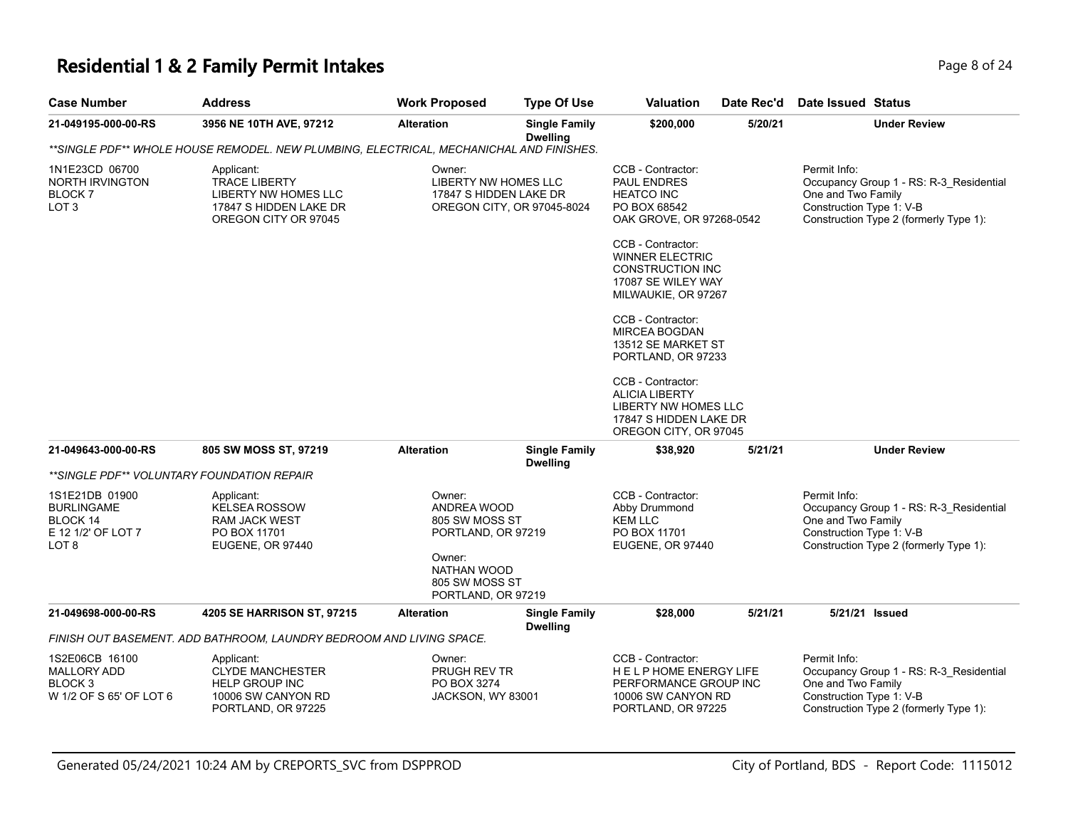# Residential 1 & 2 Family Permit Intakes

| Case Number | Address | Work Proposed | Type Of Use | Valuation | Date Rec'd | Date Issued | Status |
|---|---|---|---|---|---|---|---|
| **21-049195-000-00-RS** | **3956 NE 10TH AVE, 97212** | **Alteration** | **Single Family Dwelling** | **$200,000** | **5/20/21** | | **Under Review** |

*\*\*SINGLE PDF\*\* WHOLE HOUSE REMODEL. NEW PLUMBING, ELECTRICAL, MECHANICHAL AND FINISHES.*

1N1E23CD 06700
NORTH IRVINGTON
BLOCK 7
LOT 3

Applicant:
TRACE LIBERTY
LIBERTY NW HOMES LLC
17847 S HIDDEN LAKE DR
OREGON CITY OR 97045

Owner:
LIBERTY NW HOMES LLC
17847 S HIDDEN LAKE DR
OREGON CITY, OR 97045-8024

CCB - Contractor:
PAUL ENDRES
HEATCO INC
PO BOX 68542
OAK GROVE, OR 97268-0542

CCB - Contractor:
WINNER ELECTRIC CONSTRUCTION INC
17087 SE WILEY WAY
MILWAUKIE, OR 97267

CCB - Contractor:
MIRCEA BOGDAN
13512 SE MARKET ST
PORTLAND, OR 97233

CCB - Contractor:
ALICIA LIBERTY
LIBERTY NW HOMES LLC
17847 S HIDDEN LAKE DR
OREGON CITY, OR 97045

Permit Info:
Occupancy Group 1 - RS: R-3_Residential One and Two Family
Construction Type 1: V-B
Construction Type 2 (formerly Type 1):

| Case Number | Address | Work Proposed | Type Of Use | Valuation | Date Rec'd | Date Issued | Status |
|---|---|---|---|---|---|---|---|
| **21-049643-000-00-RS** | **805 SW MOSS ST, 97219** | **Alteration** | **Single Family Dwelling** | **$38,920** | **5/21/21** | | **Under Review** |

*\*\*SINGLE PDF\*\* VOLUNTARY FOUNDATION REPAIR*

1S1E21DB 01900
BURLINGAME
BLOCK 14
E 12 1/2' OF LOT 7
LOT 8

Applicant:
KELSEA ROSSOW
RAM JACK WEST
PO BOX 11701
EUGENE, OR 97440

Owner:
ANDREA WOOD
805 SW MOSS ST
PORTLAND, OR 97219

Owner:
NATHAN WOOD
805 SW MOSS ST
PORTLAND, OR 97219

CCB - Contractor:
Abby Drummond
KEM LLC
PO BOX 11701
EUGENE, OR 97440

Permit Info:
Occupancy Group 1 - RS: R-3_Residential One and Two Family
Construction Type 1: V-B
Construction Type 2 (formerly Type 1):

| Case Number | Address | Work Proposed | Type Of Use | Valuation | Date Rec'd | Date Issued | Status |
|---|---|---|---|---|---|---|---|
| **21-049698-000-00-RS** | **4205 SE HARRISON ST, 97215** | **Alteration** | **Single Family Dwelling** | **$28,000** | **5/21/21** | **5/21/21** | **Issued** |

*FINISH OUT BASEMENT. ADD BATHROOM, LAUNDRY BEDROOM AND LIVING SPACE.*

1S2E06CB 16100
MALLORY ADD
BLOCK 3
W 1/2 OF S 65' OF LOT 6

Applicant:
CLYDE MANCHESTER
HELP GROUP INC
10006 SW CANYON RD
PORTLAND, OR 97225

Owner:
PRUGH REV TR
PO BOX 3274
JACKSON, WY 83001

CCB - Contractor:
H E L P HOME ENERGY LIFE PERFORMANCE GROUP INC
10006 SW CANYON RD
PORTLAND, OR 97225

Permit Info:
Occupancy Group 1 - RS: R-3_Residential One and Two Family
Construction Type 1: V-B
Construction Type 2 (formerly Type 1):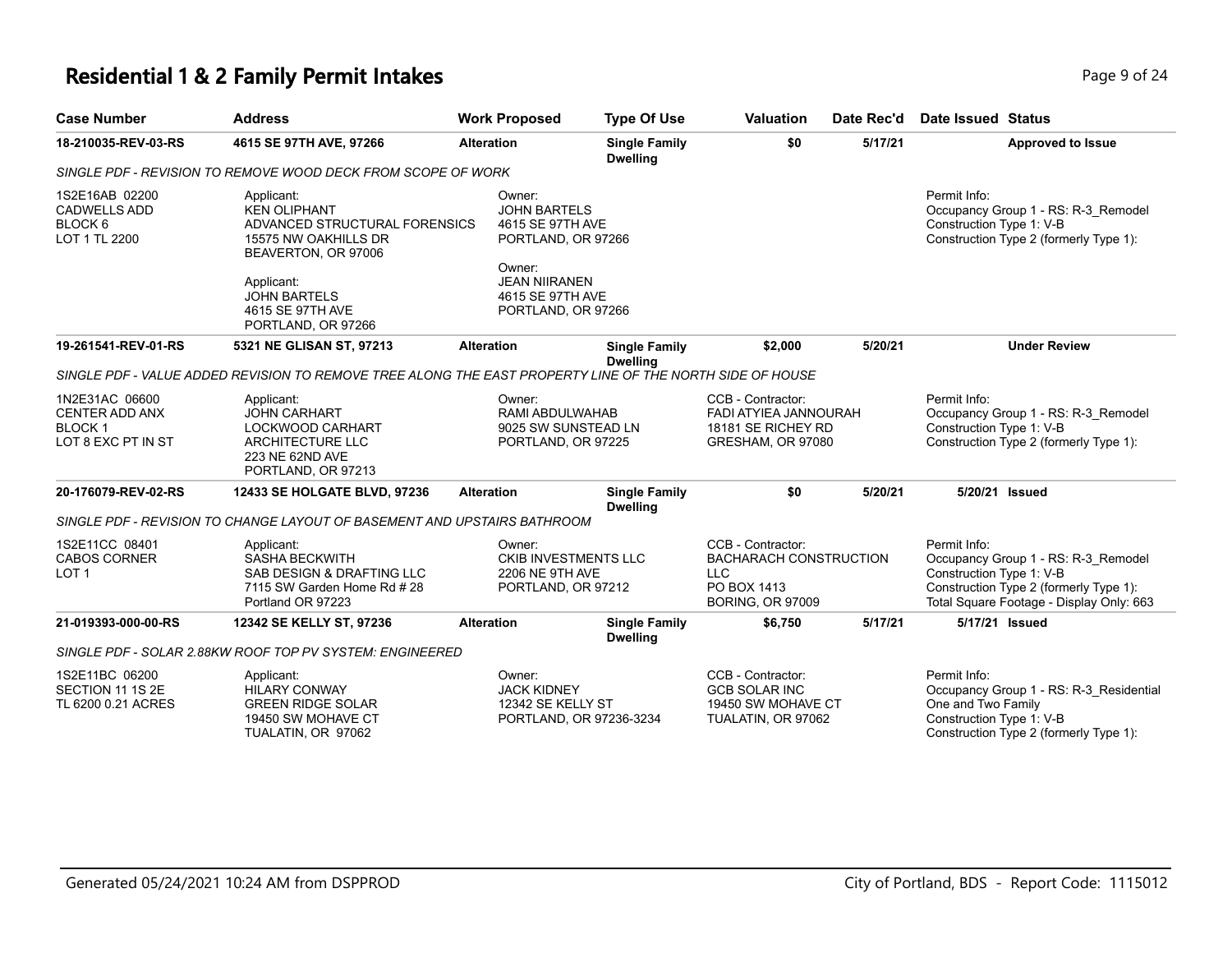# Residential 1 & 2 Family Permit Intakes

| Case Number | Address | Work Proposed | Type Of Use | Valuation | Date Rec'd | Date Issued | Status |
|---|---|---|---|---|---|---|---|
| **18-210035-REV-03-RS** | **4615 SE 97TH AVE, 97266** | **Alteration** | **Single Family Dwelling** | **$0** | **5/17/21** | | **Approved to Issue** |
| *SINGLE PDF - REVISION TO REMOVE WOOD DECK FROM SCOPE OF WORK* | | | | | | | |
| 1S2E16AB 02200 CADWELLS ADD BLOCK 6 LOT 1 TL 2200 | Applicant: KEN OLIPHANT ADVANCED STRUCTURAL FORENSICS 15575 NW OAKHILLS DR BEAVERTON, OR 97006<br>Applicant: JOHN BARTELS 4615 SE 97TH AVE PORTLAND, OR 97266 | Owner: JOHN BARTELS 4615 SE 97TH AVE PORTLAND, OR 97266<br>Owner: JEAN NIIRANEN 4615 SE 97TH AVE PORTLAND, OR 97266 | | | | Permit Info: Occupancy Group 1 - RS: R-3_Remodel Construction Type 1: V-B Construction Type 2 (formerly Type 1): | |
| **19-261541-REV-01-RS** | **5321 NE GLISAN ST, 97213** | **Alteration** | **Single Family Dwelling** | **$2,000** | **5/20/21** | | **Under Review** |
| *SINGLE PDF - VALUE ADDED REVISION TO REMOVE TREE ALONG THE EAST PROPERTY LINE OF THE NORTH SIDE OF HOUSE* | | | | | | | |
| 1N2E31AC 06600 CENTER ADD ANX BLOCK 1 LOT 8 EXC PT IN ST | Applicant: JOHN CARHART LOCKWOOD CARHART ARCHITECTURE LLC 223 NE 62ND AVE PORTLAND, OR 97213 | Owner: RAMI ABDULWAHAB 9025 SW SUNSTEAD LN PORTLAND, OR 97225 | | CCB - Contractor: FADI ATYIEA JANNOURAH 18181 SE RICHEY RD GRESHAM, OR 97080 | | Permit Info: Occupancy Group 1 - RS: R-3_Remodel Construction Type 1: V-B Construction Type 2 (formerly Type 1): | |
| **20-176079-REV-02-RS** | **12433 SE HOLGATE BLVD, 97236** | **Alteration** | **Single Family Dwelling** | **$0** | **5/20/21** | **5/20/21** | **Issued** |
| *SINGLE PDF - REVISION TO CHANGE LAYOUT OF BASEMENT AND UPSTAIRS BATHROOM* | | | | | | | |
| 1S2E11CC 08401 CABOS CORNER LOT 1 | Applicant: SASHA BECKWITH SAB DESIGN & DRAFTING LLC 7115 SW Garden Home Rd # 28 Portland OR 97223 | Owner: CKIB INVESTMENTS LLC 2206 NE 9TH AVE PORTLAND, OR 97212 | | CCB - Contractor: BACHARACH CONSTRUCTION LLC PO BOX 1413 BORING, OR 97009 | | Permit Info: Occupancy Group 1 - RS: R-3_Remodel Construction Type 1: V-B Construction Type 2 (formerly Type 1): Total Square Footage - Display Only: 663 | |
| **21-019393-000-00-RS** | **12342 SE KELLY ST, 97236** | **Alteration** | **Single Family Dwelling** | **$6,750** | **5/17/21** | **5/17/21** | **Issued** |
| *SINGLE PDF - SOLAR 2.88KW ROOF TOP PV SYSTEM: ENGINEERED* | | | | | | | |
| 1S2E11BC 06200 SECTION 11 1S 2E TL 6200 0.21 ACRES | Applicant: HILARY CONWAY GREEN RIDGE SOLAR 19450 SW MOHAVE CT TUALATIN, OR 97062 | Owner: JACK KIDNEY 12342 SE KELLY ST PORTLAND, OR 97236-3234 | | CCB - Contractor: GCB SOLAR INC 19450 SW MOHAVE CT TUALATIN, OR 97062 | | Permit Info: Occupancy Group 1 - RS: R-3_Residential One and Two Family Construction Type 1: V-B Construction Type 2 (formerly Type 1): | |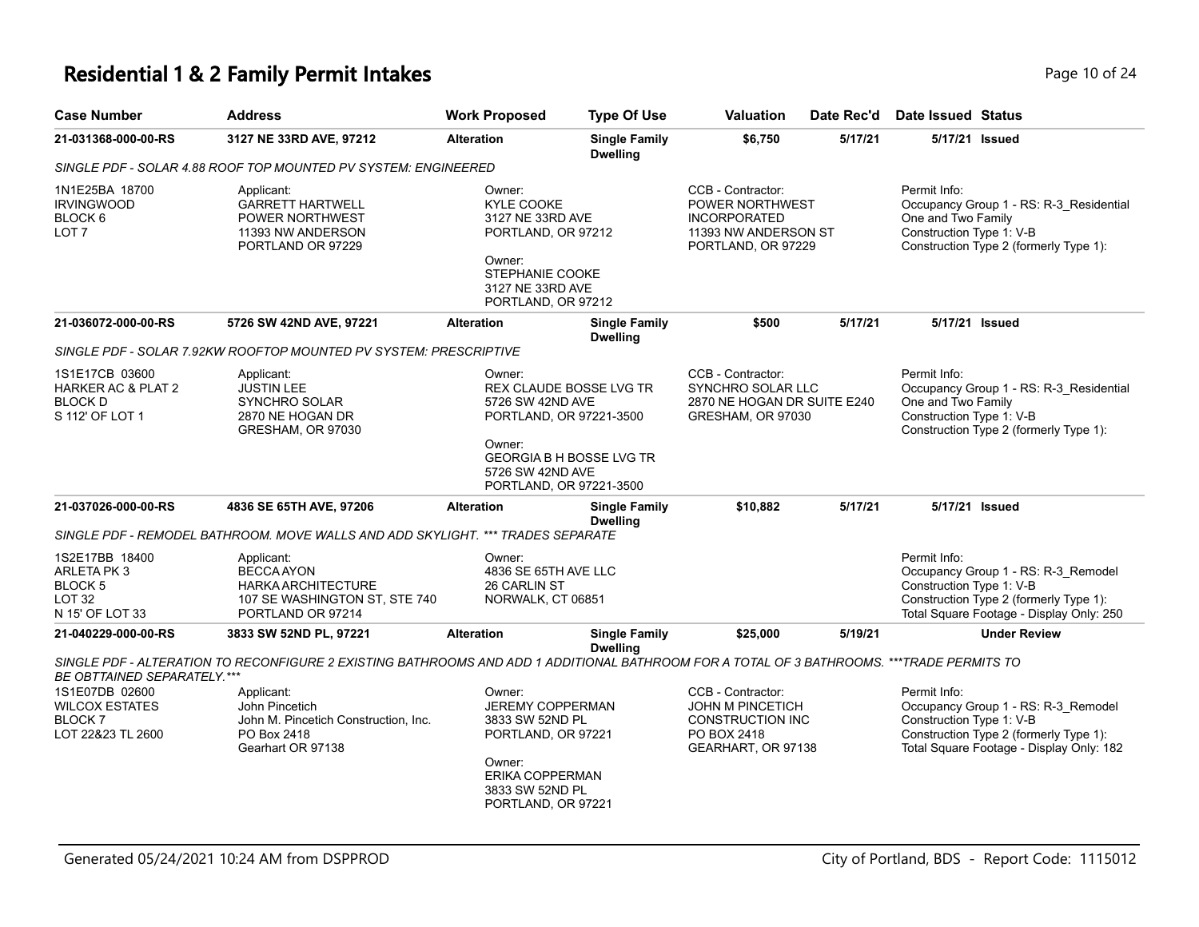# Residential 1 & 2 Family Permit Intakes

| Case Number | Address | Work Proposed | Type Of Use | Valuation | Date Rec'd | Date Issued | Status |
|---|---|---|---|---|---|---|---|
| **21-031368-000-00-RS** | **3127 NE 33RD AVE, 97212** | **Alteration** | **Single Family Dwelling** | **$6,750** | **5/17/21** | **5/17/21** | **Issued** |

*SINGLE PDF - SOLAR 4.88 ROOF TOP MOUNTED PV SYSTEM: ENGINEERED*

1N1E25BA 18700
IRVINGWOOD
BLOCK 6
LOT 7

Applicant:
GARRETT HARTWELL
POWER NORTHWEST
11393 NW ANDERSON
PORTLAND OR 97229

Owner:
KYLE COOKE
3127 NE 33RD AVE
PORTLAND, OR 97212

Owner:
STEPHANIE COOKE
3127 NE 33RD AVE
PORTLAND, OR 97212

CCB - Contractor:
POWER NORTHWEST INCORPORATED
11393 NW ANDERSON ST
PORTLAND, OR 97229

Permit Info:
Occupancy Group 1 - RS: R-3_Residential One and Two Family
Construction Type 1: V-B
Construction Type 2 (formerly Type 1):

| Case Number | Address | Work Proposed | Type Of Use | Valuation | Date Rec'd | Date Issued | Status |
|---|---|---|---|---|---|---|---|
| **21-036072-000-00-RS** | **5726 SW 42ND AVE, 97221** | **Alteration** | **Single Family Dwelling** | **$500** | **5/17/21** | **5/17/21** | **Issued** |

*SINGLE PDF - SOLAR 7.92KW ROOFTOP MOUNTED PV SYSTEM: PRESCRIPTIVE*

1S1E17CB 03600
HARKER AC & PLAT 2
BLOCK D
S 112' OF LOT 1

Applicant:
JUSTIN LEE
SYNCHRO SOLAR
2870 NE HOGAN DR
GRESHAM, OR 97030

Owner:
REX CLAUDE BOSSE LVG TR
5726 SW 42ND AVE
PORTLAND, OR 97221-3500

Owner:
GEORGIA B H BOSSE LVG TR
5726 SW 42ND AVE
PORTLAND, OR 97221-3500

CCB - Contractor:
SYNCHRO SOLAR LLC
2870 NE HOGAN DR SUITE E240
GRESHAM, OR 97030

Permit Info:
Occupancy Group 1 - RS: R-3_Residential One and Two Family
Construction Type 1: V-B
Construction Type 2 (formerly Type 1):

| Case Number | Address | Work Proposed | Type Of Use | Valuation | Date Rec'd | Date Issued | Status |
|---|---|---|---|---|---|---|---|
| **21-037026-000-00-RS** | **4836 SE 65TH AVE, 97206** | **Alteration** | **Single Family Dwelling** | **$10,882** | **5/17/21** | **5/17/21** | **Issued** |

*SINGLE PDF - REMODEL BATHROOM. MOVE WALLS AND ADD SKYLIGHT. *** TRADES SEPARATE*

1S2E17BB 18400
ARLETA PK 3
BLOCK 5
LOT 32
N 15' OF LOT 33

Applicant:
BECCA AYON
HARKA ARCHITECTURE
107 SE WASHINGTON ST, STE 740
PORTLAND OR 97214

Owner:
4836 SE 65TH AVE LLC
26 CARLIN ST
NORWALK, CT 06851

Permit Info:
Occupancy Group 1 - RS: R-3_Remodel
Construction Type 1: V-B
Construction Type 2 (formerly Type 1):
Total Square Footage - Display Only: 250

| Case Number | Address | Work Proposed | Type Of Use | Valuation | Date Rec'd | Date Issued | Status |
|---|---|---|---|---|---|---|---|
| **21-040229-000-00-RS** | **3833 SW 52ND PL, 97221** | **Alteration** | **Single Family Dwelling** | **$25,000** | **5/19/21** | | **Under Review** |

*SINGLE PDF - ALTERATION TO RECONFIGURE 2 EXISTING BATHROOMS AND ADD 1 ADDITIONAL BATHROOM FOR A TOTAL OF 3 BATHROOMS. ***TRADE PERMITS TO BE OBTTAINED SEPARATELY.****

1S1E07DB 02600
WILCOX ESTATES
BLOCK 7
LOT 22&23 TL 2600

Applicant:
John Pincetich
John M. Pincetich Construction, Inc.
PO Box 2418
Gearhart OR 97138

Owner:
JEREMY COPPERMAN
3833 SW 52ND PL
PORTLAND, OR 97221

Owner:
ERIKA COPPERMAN
3833 SW 52ND PL
PORTLAND, OR 97221

CCB - Contractor:
JOHN M PINCETICH CONSTRUCTION INC
PO BOX 2418
GEARHART, OR 97138

Permit Info:
Occupancy Group 1 - RS: R-3_Remodel
Construction Type 1: V-B
Construction Type 2 (formerly Type 1):
Total Square Footage - Display Only: 182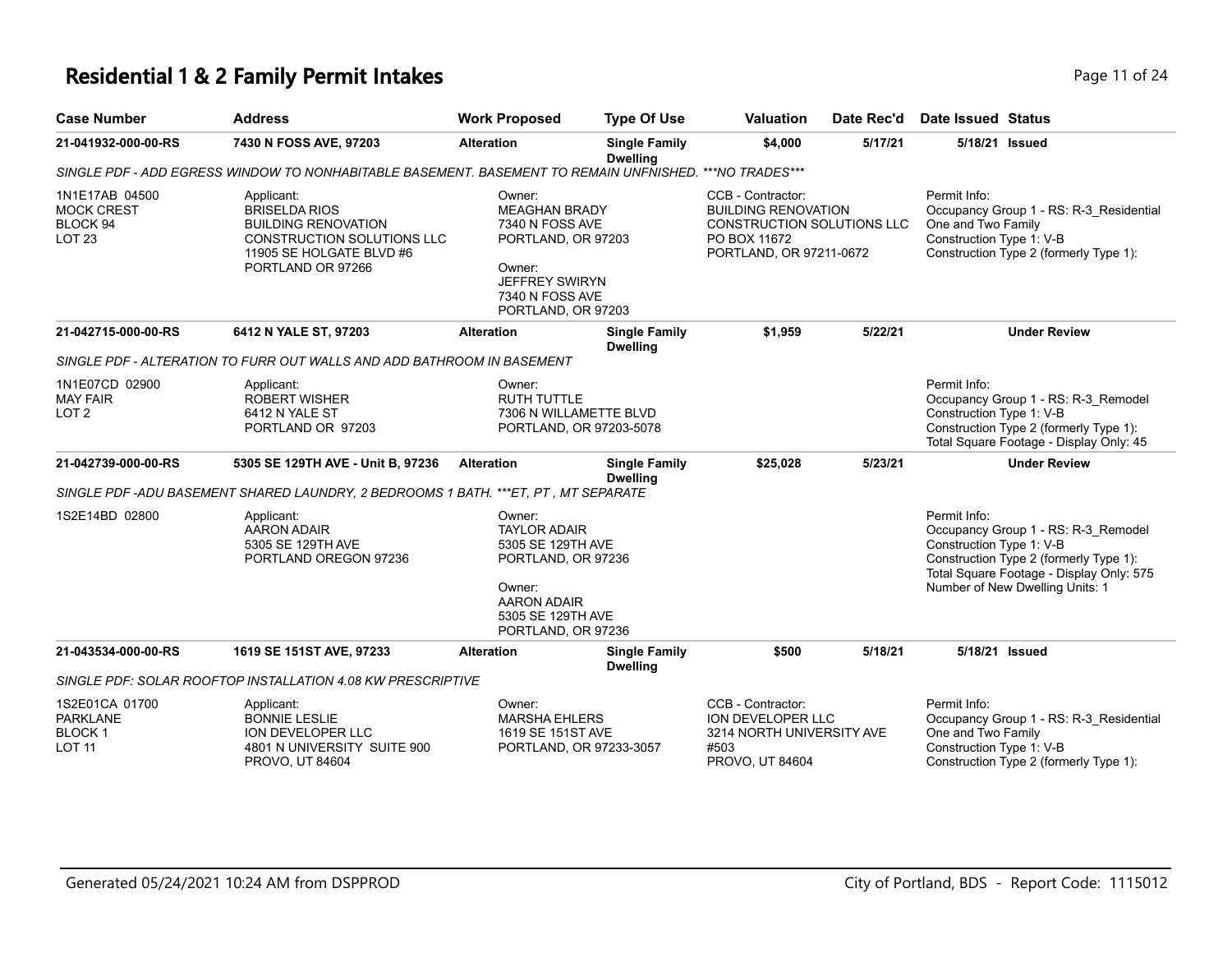# Residential 1 & 2 Family Permit Intakes

| Case Number | Address | Work Proposed | Type Of Use | Valuation | Date Rec'd | Date Issued | Status |
|---|---|---|---|---|---|---|---|
| 21-041932-000-00-RS | 7430 N FOSS AVE, 97203 | Alteration | Single Family Dwelling | $4,000 | 5/17/21 | 5/18/21 | Issued |

SINGLE PDF - ADD EGRESS WINDOW TO NONHABITABLE BASEMENT. BASEMENT TO REMAIN UNFNISHED. ***NO TRADES***

1N1E17AB 04500
MOCK CREST
BLOCK 94
LOT 23

Applicant:
BRISELDA RIOS
BUILDING RENOVATION CONSTRUCTION SOLUTIONS LLC
11905 SE HOLGATE BLVD #6
PORTLAND OR 97266

Owner:
MEAGHAN BRADY
7340 N FOSS AVE
PORTLAND, OR 97203

Owner:
JEFFREY SWIRYN
7340 N FOSS AVE
PORTLAND, OR 97203

CCB - Contractor:
BUILDING RENOVATION CONSTRUCTION SOLUTIONS LLC
PO BOX 11672
PORTLAND, OR 97211-0672

Permit Info:
Occupancy Group 1 - RS: R-3_Residential One and Two Family
Construction Type 1: V-B
Construction Type 2 (formerly Type 1):

| Case Number | Address | Work Proposed | Type Of Use | Valuation | Date Rec'd | Date Issued | Status |
|---|---|---|---|---|---|---|---|
| 21-042715-000-00-RS | 6412 N YALE ST, 97203 | Alteration | Single Family Dwelling | $1,959 | 5/22/21 | | Under Review |

SINGLE PDF - ALTERATION TO FURR OUT WALLS AND ADD BATHROOM IN BASEMENT

1N1E07CD 02900
MAY FAIR
LOT 2

Applicant:
ROBERT WISHER
6412 N YALE ST
PORTLAND OR 97203

Owner:
RUTH TUTTLE
7306 N WILLAMETTE BLVD
PORTLAND, OR 97203-5078

Permit Info:
Occupancy Group 1 - RS: R-3_Remodel
Construction Type 1: V-B
Construction Type 2 (formerly Type 1):
Total Square Footage - Display Only: 45

| Case Number | Address | Work Proposed | Type Of Use | Valuation | Date Rec'd | Date Issued | Status |
|---|---|---|---|---|---|---|---|
| 21-042739-000-00-RS | 5305 SE 129TH AVE - Unit B, 97236 | Alteration | Single Family Dwelling | $25,028 | 5/23/21 | | Under Review |

SINGLE PDF -ADU BASEMENT SHARED LAUNDRY, 2 BEDROOMS 1 BATH. ***ET, PT , MT SEPARATE

1S2E14BD 02800

Applicant:
AARON ADAIR
5305 SE 129TH AVE
PORTLAND OREGON 97236

Owner:
TAYLOR ADAIR
5305 SE 129TH AVE
PORTLAND, OR 97236

Owner:
AARON ADAIR
5305 SE 129TH AVE
PORTLAND, OR 97236

Permit Info:
Occupancy Group 1 - RS: R-3_Remodel
Construction Type 1: V-B
Construction Type 2 (formerly Type 1):
Total Square Footage - Display Only: 575
Number of New Dwelling Units: 1

| Case Number | Address | Work Proposed | Type Of Use | Valuation | Date Rec'd | Date Issued | Status |
|---|---|---|---|---|---|---|---|
| 21-043534-000-00-RS | 1619 SE 151ST AVE, 97233 | Alteration | Single Family Dwelling | $500 | 5/18/21 | 5/18/21 | Issued |

SINGLE PDF: SOLAR ROOFTOP INSTALLATION 4.08 KW PRESCRIPTIVE

1S2E01CA 01700
PARKLANE
BLOCK 1
LOT 11

Applicant:
BONNIE LESLIE
ION DEVELOPER LLC
4801 N UNIVERSITY SUITE 900
PROVO, UT 84604

Owner:
MARSHA EHLERS
1619 SE 151ST AVE
PORTLAND, OR 97233-3057

CCB - Contractor:
ION DEVELOPER LLC
3214 NORTH UNIVERSITY AVE #503
PROVO, UT 84604

Permit Info:
Occupancy Group 1 - RS: R-3_Residential One and Two Family
Construction Type 1: V-B
Construction Type 2 (formerly Type 1):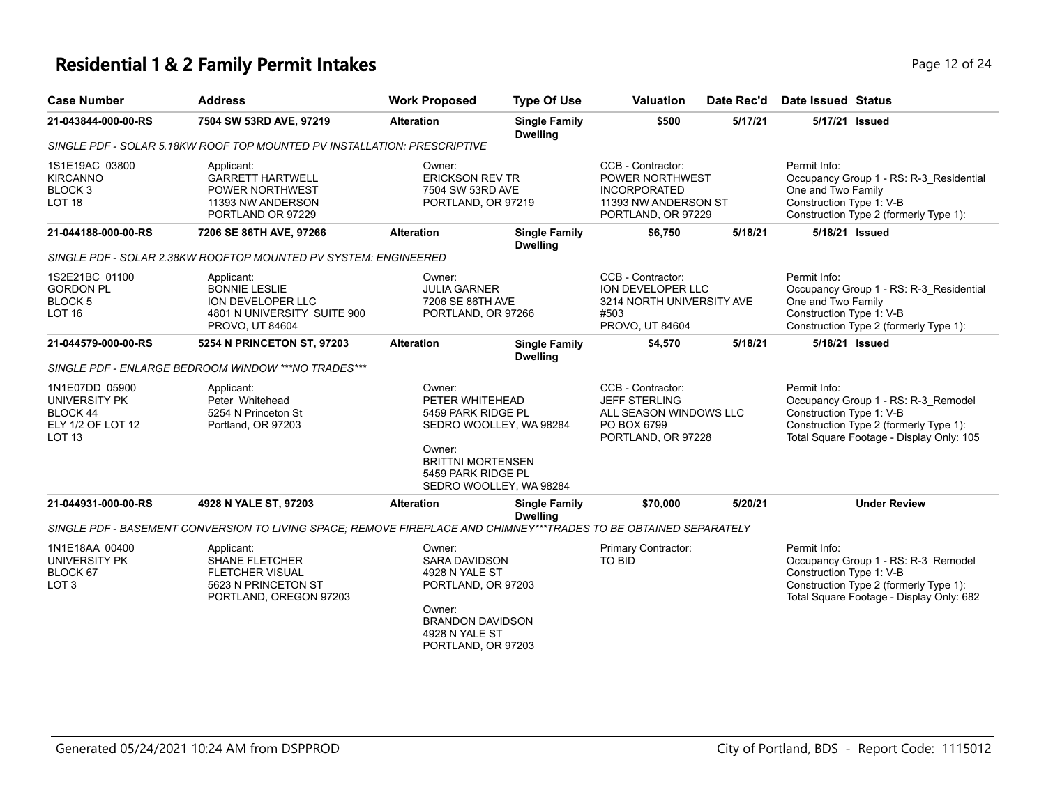# Residential 1 & 2 Family Permit Intakes

| Case Number | Address | Work Proposed | Type Of Use | Valuation | Date Rec'd | Date Issued | Status |
|---|---|---|---|---|---|---|---|
| 21-043844-000-00-RS | 7504 SW 53RD AVE, 97219 | Alteration | Single Family Dwelling | $500 | 5/17/21 | 5/17/21 | Issued |
| SINGLE PDF - SOLAR 5.18KW ROOF TOP MOUNTED PV INSTALLATION: PRESCRIPTIVE | | | | | | | |
| 1S1E19AC 03800 KIRCANNO BLOCK 3 LOT 18 | Applicant: GARRETT HARTWELL POWER NORTHWEST 11393 NW ANDERSON PORTLAND OR 97229 | Owner: ERICKSON REV TR 7504 SW 53RD AVE PORTLAND, OR 97219 | | CCB - Contractor: POWER NORTHWEST INCORPORATED 11393 NW ANDERSON ST PORTLAND, OR 97229 | | Permit Info: Occupancy Group 1 - RS: R-3_Residential One and Two Family Construction Type 1: V-B Construction Type 2 (formerly Type 1): | |
| 21-044188-000-00-RS | 7206 SE 86TH AVE, 97266 | Alteration | Single Family Dwelling | $6,750 | 5/18/21 | 5/18/21 | Issued |
| SINGLE PDF - SOLAR 2.38KW ROOFTOP MOUNTED PV SYSTEM: ENGINEERED | | | | | | | |
| 1S2E21BC 01100 GORDON PL BLOCK 5 LOT 16 | Applicant: BONNIE LESLIE ION DEVELOPER LLC 4801 N UNIVERSITY SUITE 900 PROVO, UT 84604 | Owner: JULIA GARNER 7206 SE 86TH AVE PORTLAND, OR 97266 | | CCB - Contractor: ION DEVELOPER LLC 3214 NORTH UNIVERSITY AVE #503 PROVO, UT 84604 | | Permit Info: Occupancy Group 1 - RS: R-3_Residential One and Two Family Construction Type 1: V-B Construction Type 2 (formerly Type 1): | |
| 21-044579-000-00-RS | 5254 N PRINCETON ST, 97203 | Alteration | Single Family Dwelling | $4,570 | 5/18/21 | 5/18/21 | Issued |
| SINGLE PDF - ENLARGE BEDROOM WINDOW ***NO TRADES*** | | | | | | | |
| 1N1E07DD 05900 UNIVERSITY PK BLOCK 44 ELY 1/2 OF LOT 12 LOT 13 | Applicant: Peter Whitehead 5254 N Princeton St Portland, OR 97203 | Owner: PETER WHITEHEAD 5459 PARK RIDGE PL SEDRO WOOLLEY, WA 98284 Owner: BRITTNI MORTENSEN 5459 PARK RIDGE PL SEDRO WOOLLEY, WA 98284 | | CCB - Contractor: JEFF STERLING ALL SEASON WINDOWS LLC PO BOX 6799 PORTLAND, OR 97228 | | Permit Info: Occupancy Group 1 - RS: R-3_Remodel Construction Type 1: V-B Construction Type 2 (formerly Type 1): Total Square Footage - Display Only: 105 | |
| 21-044931-000-00-RS | 4928 N YALE ST, 97203 | Alteration | Single Family Dwelling | $70,000 | 5/20/21 | | Under Review |
| SINGLE PDF - BASEMENT CONVERSION TO LIVING SPACE; REMOVE FIREPLACE AND CHIMNEY***TRADES TO BE OBTAINED SEPARATELY | | | | | | | |
| 1N1E18AA 00400 UNIVERSITY PK BLOCK 67 LOT 3 | Applicant: SHANE FLETCHER FLETCHER VISUAL 5623 N PRINCETON ST PORTLAND, OREGON 97203 | Owner: SARA DAVIDSON 4928 N YALE ST PORTLAND, OR 97203 Owner: BRANDON DAVIDSON 4928 N YALE ST PORTLAND, OR 97203 | | Primary Contractor: TO BID | | Permit Info: Occupancy Group 1 - RS: R-3_Remodel Construction Type 1: V-B Construction Type 2 (formerly Type 1): Total Square Footage - Display Only: 682 | |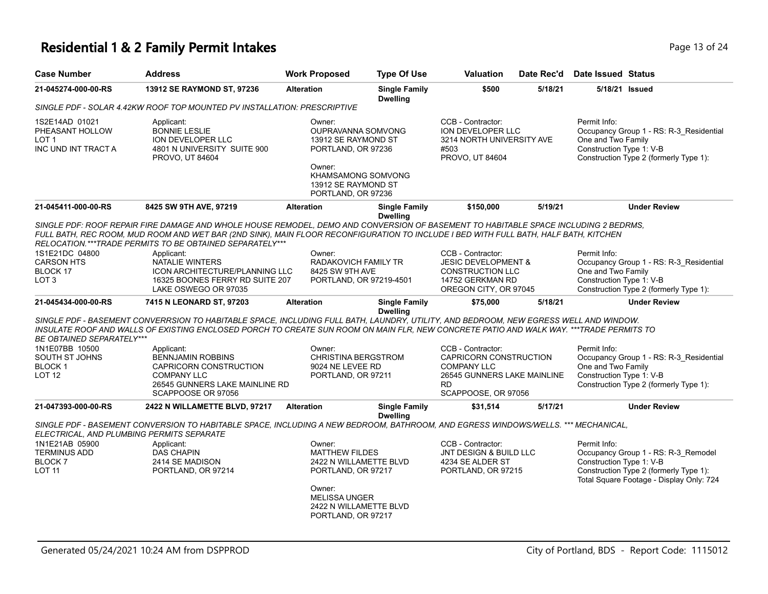# Residential 1 & 2 Family Permit Intakes

| Case Number | Address | Work Proposed | Type Of Use | Valuation | Date Rec'd | Date Issued | Status |
|---|---|---|---|---|---|---|---|
| 21-045274-000-00-RS | 13912 SE RAYMOND ST, 97236 | Alteration | Single Family Dwelling | $500 | 5/18/21 | 5/18/21 | Issued |

*SINGLE PDF - SOLAR 4.42KW ROOF TOP MOUNTED PV INSTALLATION: PRESCRIPTIVE*

1S2E14AD 01021
PHEASANT HOLLOW
LOT 1
INC UND INT TRACT A

Applicant:
BONNIE LESLIE
ION DEVELOPER LLC
4801 N UNIVERSITY SUITE 900
PROVO, UT 84604

Owner:
OUPRAVANNA SOMVONG
13912 SE RAYMOND ST
PORTLAND, OR 97236

Owner:
KHAMSAMONG SOMVONG
13912 SE RAYMOND ST
PORTLAND, OR 97236

CCB - Contractor:
ION DEVELOPER LLC
3214 NORTH UNIVERSITY AVE
#503
PROVO, UT 84604

Permit Info:
Occupancy Group 1 - RS: R-3_Residential One and Two Family
Construction Type 1: V-B
Construction Type 2 (formerly Type 1):

| Case Number | Address | Work Proposed | Type Of Use | Valuation | Date Rec'd | Date Issued | Status |
|---|---|---|---|---|---|---|---|
| 21-045411-000-00-RS | 8425 SW 9TH AVE, 97219 | Alteration | Single Family Dwelling | $150,000 | 5/19/21 | | Under Review |

*SINGLE PDF: ROOF REPAIR FIRE DAMAGE AND WHOLE HOUSE REMODEL, DEMO AND CONVERSION OF BASEMENT TO HABITABLE SPACE INCLUDING 2 BEDRMS, FULL BATH, REC ROOM, MUD ROOM AND WET BAR (2ND SINK), MAIN FLOOR RECONFIGURATION TO INCLUDE I BED WITH FULL BATH, HALF BATH, KITCHEN RELOCATION.***TRADE PERMITS TO BE OBTAINED SEPARATELY****

1S1E21DC 04800
CARSON HTS
BLOCK 17
LOT 3

Applicant:
NATALIE WINTERS
ICON ARCHITECTURE/PLANNING LLC
16325 BOONES FERRY RD SUITE 207
LAKE OSWEGO OR 97035

Owner:
RADAKOVICH FAMILY TR
8425 SW 9TH AVE
PORTLAND, OR 97219-4501

CCB - Contractor:
JESIC DEVELOPMENT &
CONSTRUCTION LLC
14752 GERKMAN RD
OREGON CITY, OR 97045

Permit Info:
Occupancy Group 1 - RS: R-3_Residential One and Two Family
Construction Type 1: V-B
Construction Type 2 (formerly Type 1):

| Case Number | Address | Work Proposed | Type Of Use | Valuation | Date Rec'd | Date Issued | Status |
|---|---|---|---|---|---|---|---|
| 21-045434-000-00-RS | 7415 N LEONARD ST, 97203 | Alteration | Single Family Dwelling | $75,000 | 5/18/21 | | Under Review |

*SINGLE PDF - BASEMENT CONVERRSION TO HABITABLE SPACE, INCLUDING FULL BATH, LAUNDRY, UTILITY, AND BEDROOM, NEW EGRESS WELL AND WINDOW. INSULATE ROOF AND WALLS OF EXISTING ENCLOSED PORCH TO CREATE SUN ROOM ON MAIN FLR, NEW CONCRETE PATIO AND WALK WAY. ***TRADE PERMITS TO BE OBTAINED SEPARATELY****

1N1E07BB 10500
SOUTH ST JOHNS
BLOCK 1
LOT 12

Applicant:
BENNJAMIN ROBBINS
CAPRICORN CONSTRUCTION
COMPANY LLC
26545 GUNNERS LAKE MAINLINE RD
SCAPPOOSE OR 97056

Owner:
CHRISTINA BERGSTROM
9024 NE LEVEE RD
PORTLAND, OR 97211

CCB - Contractor:
CAPRICORN CONSTRUCTION
COMPANY LLC
26545 GUNNERS LAKE MAINLINE
RD
SCAPPOOSE, OR 97056

Permit Info:
Occupancy Group 1 - RS: R-3_Residential One and Two Family
Construction Type 1: V-B
Construction Type 2 (formerly Type 1):

| Case Number | Address | Work Proposed | Type Of Use | Valuation | Date Rec'd | Date Issued | Status |
|---|---|---|---|---|---|---|---|
| 21-047393-000-00-RS | 2422 N WILLAMETTE BLVD, 97217 | Alteration | Single Family Dwelling | $31,514 | 5/17/21 | | Under Review |

*SINGLE PDF - BASEMENT CONVERSION TO HABITABLE SPACE, INCLUDING A NEW BEDROOM, BATHROOM, AND EGRESS WINDOWS/WELLS. *** MECHANICAL, ELECTRICAL, AND PLUMBING PERMITS SEPARATE*

1N1E21AB 05900
TERMINUS ADD
BLOCK 7
LOT 11

Applicant:
DAS CHAPIN
2414 SE MADISON
PORTLAND, OR 97214

Owner:
MATTHEW FILDES
2422 N WILLAMETTE BLVD
PORTLAND, OR 97217

Owner:
MELISSA UNGER
2422 N WILLAMETTE BLVD
PORTLAND, OR 97217

CCB - Contractor:
JNT DESIGN & BUILD LLC
4234 SE ALDER ST
PORTLAND, OR 97215

Permit Info:
Occupancy Group 1 - RS: R-3_Remodel
Construction Type 1: V-B
Construction Type 2 (formerly Type 1):
Total Square Footage - Display Only: 724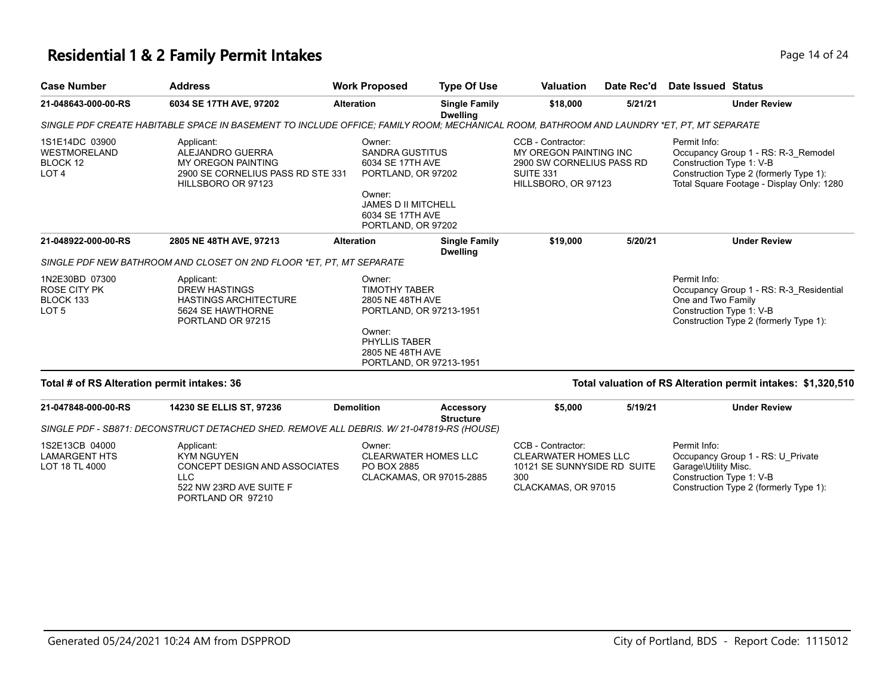# Residential 1 & 2 Family Permit Intakes

| Case Number | Address | Work Proposed | Type Of Use | Valuation | Date Rec'd | Date Issued | Status |
|---|---|---|---|---|---|---|---|
| **21-048643-000-00-RS** | **6034 SE 17TH AVE, 97202** | **Alteration** | **Single Family Dwelling** | **$18,000** | **5/21/21** | | **Under Review** |

*SINGLE PDF CREATE HABITABLE SPACE IN BASEMENT TO INCLUDE OFFICE; FAMILY ROOM; MECHANICAL ROOM, BATHROOM AND LAUNDRY *ET, PT, MT SEPARATE*

1S1E14DC 03900
WESTMORELAND
BLOCK 12
LOT 4

Applicant:
ALEJANDRO GUERRA
MY OREGON PAINTING
2900 SE CORNELIUS PASS RD STE 331
HILLSBORO OR 97123

Owner:
SANDRA GUSTITUS
6034 SE 17TH AVE
PORTLAND, OR 97202

Owner:
JAMES D II MITCHELL
6034 SE 17TH AVE
PORTLAND, OR 97202

CCB - Contractor:
MY OREGON PAINTING INC
2900 SW CORNELIUS PASS RD
SUITE 331
HILLSBORO, OR 97123

Permit Info:
Occupancy Group 1 - RS: R-3_Remodel
Construction Type 1: V-B
Construction Type 2 (formerly Type 1):
Total Square Footage - Display Only: 1280

| Case Number | Address | Work Proposed | Type Of Use | Valuation | Date Rec'd | Date Issued | Status |
|---|---|---|---|---|---|---|---|
| **21-048922-000-00-RS** | **2805 NE 48TH AVE, 97213** | **Alteration** | **Single Family Dwelling** | **$19,000** | **5/20/21** | | **Under Review** |

*SINGLE PDF NEW BATHROOM AND CLOSET ON 2ND FLOOR *ET, PT, MT SEPARATE*

1N2E30BD 07300
ROSE CITY PK
BLOCK 133
LOT 5

Applicant:
DREW HASTINGS
HASTINGS ARCHITECTURE
5624 SE HAWTHORNE
PORTLAND OR 97215

Owner:
TIMOTHY TABER
2805 NE 48TH AVE
PORTLAND, OR 97213-1951

Owner:
PHYLLIS TABER
2805 NE 48TH AVE
PORTLAND, OR 97213-1951

Permit Info:
Occupancy Group 1 - RS: R-3_Residential One and Two Family
Construction Type 1: V-B
Construction Type 2 (formerly Type 1):

**Total # of RS Alteration permit intakes: 36**

**Total valuation of RS Alteration permit intakes: $1,320,510**

| Case Number | Address | Work Proposed | Type Of Use | Valuation | Date Rec'd | Date Issued | Status |
|---|---|---|---|---|---|---|---|
| **21-047848-000-00-RS** | **14230 SE ELLIS ST, 97236** | **Demolition** | **Accessory Structure** | **$5,000** | **5/19/21** | | **Under Review** |

*SINGLE PDF - SB871: DECONSTRUCT DETACHED SHED. REMOVE ALL DEBRIS. W/ 21-047819-RS (HOUSE)*

1S2E13CB 04000
LAMARGENT HTS
LOT 18 TL 4000

Applicant:
KYM NGUYEN
CONCEPT DESIGN AND ASSOCIATES LLC
522 NW 23RD AVE SUITE F
PORTLAND OR 97210

Owner:
CLEARWATER HOMES LLC
PO BOX 2885
CLACKAMAS, OR 97015-2885

CCB - Contractor:
CLEARWATER HOMES LLC
10121 SE SUNNYSIDE RD SUITE 300
CLACKAMAS, OR 97015

Permit Info:
Occupancy Group 1 - RS: U_Private Garage\Utility Misc.
Construction Type 1: V-B
Construction Type 2 (formerly Type 1):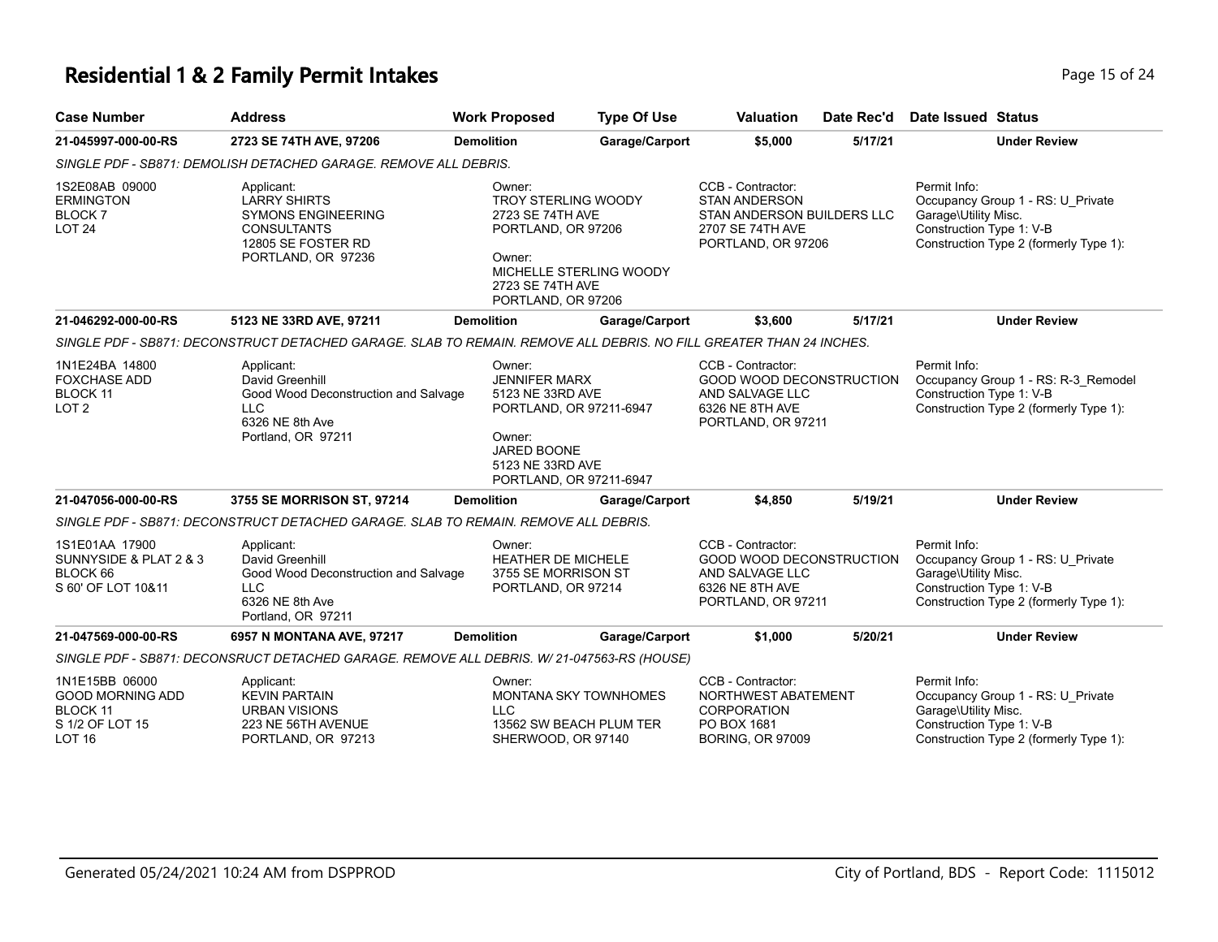# Residential 1 & 2 Family Permit Intakes

| Case Number | Address | Work Proposed | Type Of Use | Valuation | Date Rec'd | Date Issued | Status |
|---|---|---|---|---|---|---|---|
| **21-045997-000-00-RS** | **2723 SE 74TH AVE, 97206** | **Demolition** | **Garage/Carport** | **$5,000** | **5/17/21** | | **Under Review** |

*SINGLE PDF - SB871: DEMOLISH DETACHED GARAGE. REMOVE ALL DEBRIS.*

1S2E08AB 09000
ERMINGTON
BLOCK 7
LOT 24

Applicant:
LARRY SHIRTS
SYMONS ENGINEERING CONSULTANTS
12805 SE FOSTER RD
PORTLAND, OR 97236

Owner:
TROY STERLING WOODY
2723 SE 74TH AVE
PORTLAND, OR 97206

Owner:
MICHELLE STERLING WOODY
2723 SE 74TH AVE
PORTLAND, OR 97206

CCB - Contractor:
STAN ANDERSON
STAN ANDERSON BUILDERS LLC
2707 SE 74TH AVE
PORTLAND, OR 97206

Permit Info:
Occupancy Group 1 - RS: U_Private Garage\Utility Misc.
Construction Type 1: V-B
Construction Type 2 (formerly Type 1):

| Case Number | Address | Work Proposed | Type Of Use | Valuation | Date Rec'd | Date Issued | Status |
|---|---|---|---|---|---|---|---|
| **21-046292-000-00-RS** | **5123 NE 33RD AVE, 97211** | **Demolition** | **Garage/Carport** | **$3,600** | **5/17/21** | | **Under Review** |

*SINGLE PDF - SB871: DECONSTRUCT DETACHED GARAGE. SLAB TO REMAIN. REMOVE ALL DEBRIS. NO FILL GREATER THAN 24 INCHES.*

1N1E24BA 14800
FOXCHASE ADD
BLOCK 11
LOT 2

Applicant:
David Greenhill
Good Wood Deconstruction and Salvage LLC
6326 NE 8th Ave
Portland, OR 97211

Owner:
JENNIFER MARX
5123 NE 33RD AVE
PORTLAND, OR 97211-6947

Owner:
JARED BOONE
5123 NE 33RD AVE
PORTLAND, OR 97211-6947

CCB - Contractor:
GOOD WOOD DECONSTRUCTION AND SALVAGE LLC
6326 NE 8TH AVE
PORTLAND, OR 97211

Permit Info:
Occupancy Group 1 - RS: R-3_Remodel
Construction Type 1: V-B
Construction Type 2 (formerly Type 1):

| Case Number | Address | Work Proposed | Type Of Use | Valuation | Date Rec'd | Date Issued | Status |
|---|---|---|---|---|---|---|---|
| **21-047056-000-00-RS** | **3755 SE MORRISON ST, 97214** | **Demolition** | **Garage/Carport** | **$4,850** | **5/19/21** | | **Under Review** |

*SINGLE PDF - SB871: DECONSTRUCT DETACHED GARAGE. SLAB TO REMAIN. REMOVE ALL DEBRIS.*

1S1E01AA 17900
SUNNYSIDE & PLAT 2 & 3
BLOCK 66
S 60' OF LOT 10&11

Applicant:
David Greenhill
Good Wood Deconstruction and Salvage LLC
6326 NE 8th Ave
Portland, OR 97211

Owner:
HEATHER DE MICHELE
3755 SE MORRISON ST
PORTLAND, OR 97214

CCB - Contractor:
GOOD WOOD DECONSTRUCTION AND SALVAGE LLC
6326 NE 8TH AVE
PORTLAND, OR 97211

Permit Info:
Occupancy Group 1 - RS: U_Private Garage\Utility Misc.
Construction Type 1: V-B
Construction Type 2 (formerly Type 1):

| Case Number | Address | Work Proposed | Type Of Use | Valuation | Date Rec'd | Date Issued | Status |
|---|---|---|---|---|---|---|---|
| **21-047569-000-00-RS** | **6957 N MONTANA AVE, 97217** | **Demolition** | **Garage/Carport** | **$1,000** | **5/20/21** | | **Under Review** |

*SINGLE PDF - SB871: DECONSRUCT DETACHED GARAGE. REMOVE ALL DEBRIS. W/ 21-047563-RS (HOUSE)*

1N1E15BB 06000
GOOD MORNING ADD
BLOCK 11
S 1/2 OF LOT 15
LOT 16

Applicant:
KEVIN PARTAIN
URBAN VISIONS
223 NE 56TH AVENUE
PORTLAND, OR 97213

Owner:
MONTANA SKY TOWNHOMES LLC
13562 SW BEACH PLUM TER
SHERWOOD, OR 97140

CCB - Contractor:
NORTHWEST ABATEMENT CORPORATION
PO BOX 1681
BORING, OR 97009

Permit Info:
Occupancy Group 1 - RS: U_Private Garage\Utility Misc.
Construction Type 1: V-B
Construction Type 2 (formerly Type 1):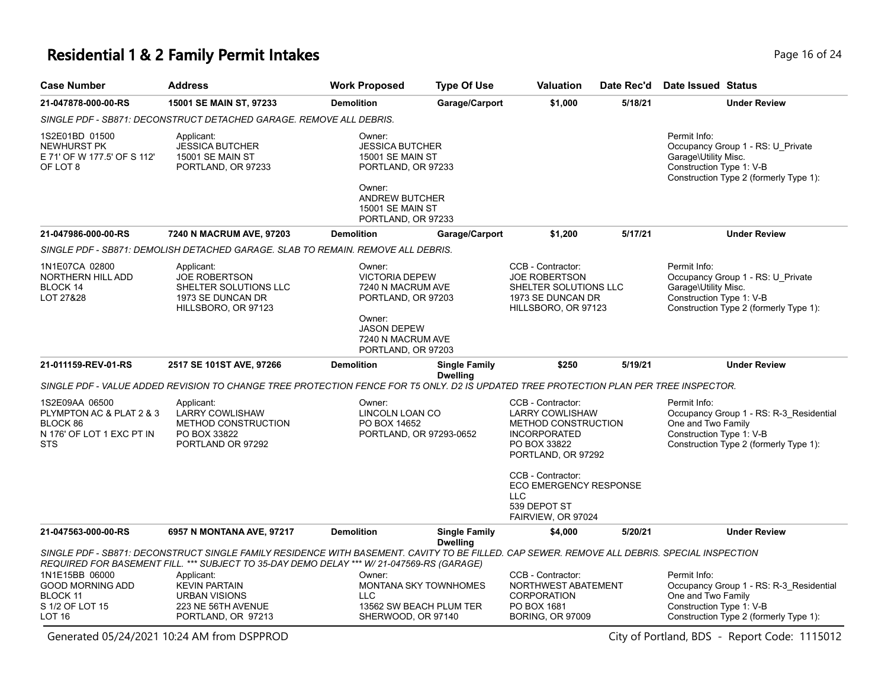# Residential 1 & 2 Family Permit Intakes

| Case Number | Address | Work Proposed | Type Of Use | Valuation | Date Rec'd | Date Issued | Status |
|---|---|---|---|---|---|---|---|
| **21-047878-000-00-RS** | **15001 SE MAIN ST, 97233** | **Demolition** | **Garage/Carport** | **$1,000** | **5/18/21** | | **Under Review** |

*SINGLE PDF - SB871: DECONSTRUCT DETACHED GARAGE. REMOVE ALL DEBRIS.*

1S2E01BD 01500
NEWHURST PK
E 71' OF W 177.5' OF S 112' OF LOT 8

Applicant:
JESSICA BUTCHER
15001 SE MAIN ST
PORTLAND, OR 97233

Owner:
JESSICA BUTCHER
15001 SE MAIN ST
PORTLAND, OR 97233

Owner:
ANDREW BUTCHER
15001 SE MAIN ST
PORTLAND, OR 97233

Permit Info:
Occupancy Group 1 - RS: U_Private Garage\Utility Misc.
Construction Type 1: V-B
Construction Type 2 (formerly Type 1):

| Case Number | Address | Work Proposed | Type Of Use | Valuation | Date Rec'd | Date Issued | Status |
|---|---|---|---|---|---|---|---|
| **21-047986-000-00-RS** | **7240 N MACRUM AVE, 97203** | **Demolition** | **Garage/Carport** | **$1,200** | **5/17/21** | | **Under Review** |

*SINGLE PDF - SB871: DEMOLISH DETACHED GARAGE. SLAB TO REMAIN. REMOVE ALL DEBRIS.*

1N1E07CA 02800
NORTHERN HILL ADD
BLOCK 14
LOT 27&28

Applicant:
JOE ROBERTSON
SHELTER SOLUTIONS LLC
1973 SE DUNCAN DR
HILLSBORO, OR 97123

Owner:
VICTORIA DEPEW
7240 N MACRUM AVE
PORTLAND, OR 97203

Owner:
JASON DEPEW
7240 N MACRUM AVE
PORTLAND, OR 97203

CCB - Contractor:
JOE ROBERTSON
SHELTER SOLUTIONS LLC
1973 SE DUNCAN DR
HILLSBORO, OR 97123

Permit Info:
Occupancy Group 1 - RS: U_Private Garage\Utility Misc.
Construction Type 1: V-B
Construction Type 2 (formerly Type 1):

| Case Number | Address | Work Proposed | Type Of Use | Valuation | Date Rec'd | Date Issued | Status |
|---|---|---|---|---|---|---|---|
| **21-011159-REV-01-RS** | **2517 SE 101ST AVE, 97266** | **Demolition** | **Single Family Dwelling** | **$250** | **5/19/21** | | **Under Review** |

*SINGLE PDF - VALUE ADDED REVISION TO CHANGE TREE PROTECTION FENCE FOR T5 ONLY. D2 IS UPDATED TREE PROTECTION PLAN PER TREE INSPECTOR.*

1S2E09AA 06500
PLYMPTON AC & PLAT 2 & 3
BLOCK 86
N 176' OF LOT 1 EXC PT IN STS

Applicant:
LARRY COWLISHAW
METHOD CONSTRUCTION
PO BOX 33822
PORTLAND OR 97292

Owner:
LINCOLN LOAN CO
PO BOX 14652
PORTLAND, OR 97293-0652

CCB - Contractor:
LARRY COWLISHAW
METHOD CONSTRUCTION INCORPORATED
PO BOX 33822
PORTLAND, OR 97292

CCB - Contractor:
ECO EMERGENCY RESPONSE LLC
539 DEPOT ST
FAIRVIEW, OR 97024

Permit Info:
Occupancy Group 1 - RS: R-3_Residential One and Two Family
Construction Type 1: V-B
Construction Type 2 (formerly Type 1):

| Case Number | Address | Work Proposed | Type Of Use | Valuation | Date Rec'd | Date Issued | Status |
|---|---|---|---|---|---|---|---|
| **21-047563-000-00-RS** | **6957 N MONTANA AVE, 97217** | **Demolition** | **Single Family Dwelling** | **$4,000** | **5/20/21** | | **Under Review** |

*SINGLE PDF - SB871: DECONSTRUCT SINGLE FAMILY RESIDENCE WITH BASEMENT. CAVITY TO BE FILLED. CAP SEWER. REMOVE ALL DEBRIS. SPECIAL INSPECTION REQUIRED FOR BASEMENT FILL. *** SUBJECT TO 35-DAY DEMO DELAY *** W/ 21-047569-RS (GARAGE)*

1N1E15BB 06000
GOOD MORNING ADD
BLOCK 11
S 1/2 OF LOT 15
LOT 16

Applicant:
KEVIN PARTAIN
URBAN VISIONS
223 NE 56TH AVENUE
PORTLAND, OR 97213

Owner:
MONTANA SKY TOWNHOMES LLC
13562 SW BEACH PLUM TER
SHERWOOD, OR 97140

CCB - Contractor:
NORTHWEST ABATEMENT CORPORATION
PO BOX 1681
BORING, OR 97009

Permit Info:
Occupancy Group 1 - RS: R-3_Residential One and Two Family
Construction Type 1: V-B
Construction Type 2 (formerly Type 1):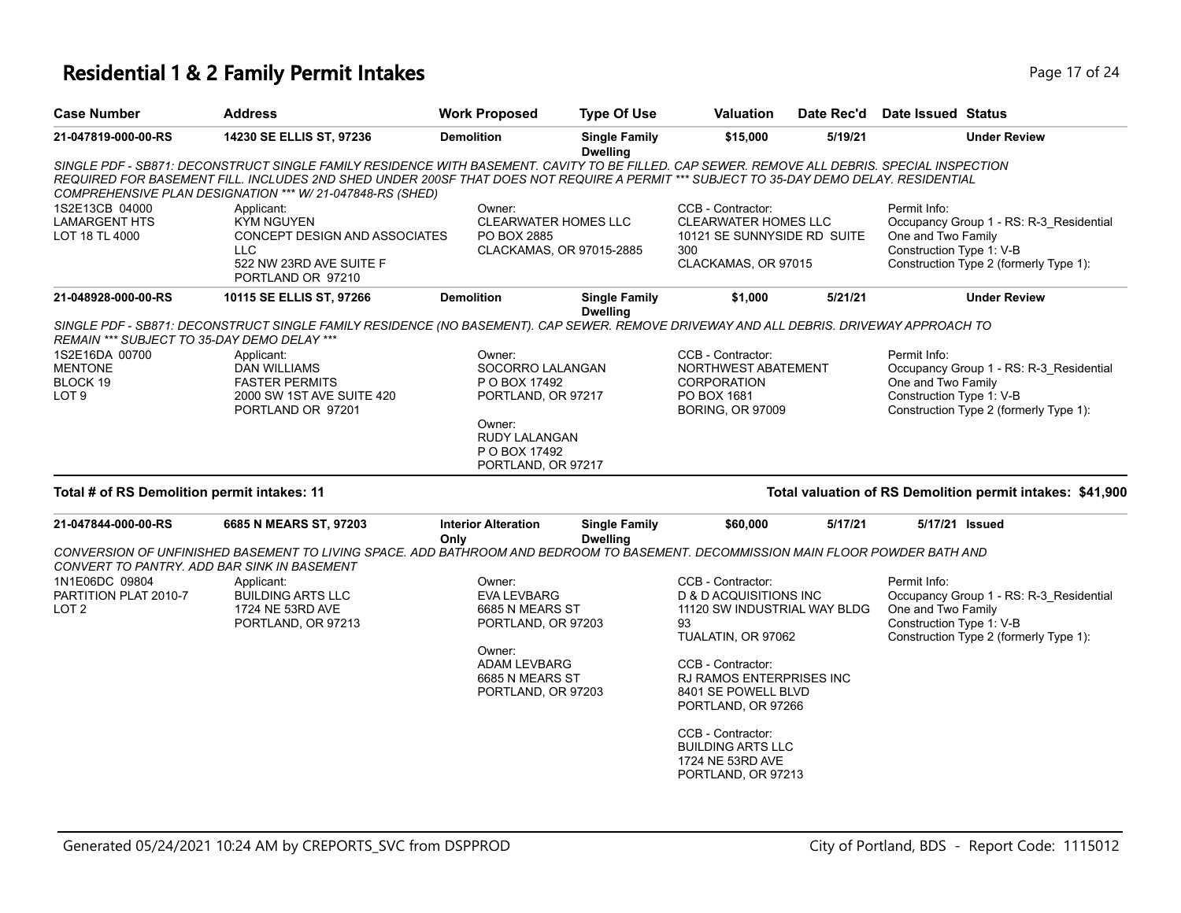# Residential 1 & 2 Family Permit Intakes

| Case Number | Address | Work Proposed | Type Of Use | Valuation | Date Rec'd | Date Issued | Status |
|---|---|---|---|---|---|---|---|
| 21-047819-000-00-RS | 14230 SE ELLIS ST, 97236 | Demolition | Single Family Dwelling | $15,000 | 5/19/21 | | Under Review |

*SINGLE PDF - SB871: DECONSTRUCT SINGLE FAMILY RESIDENCE WITH BASEMENT. CAVITY TO BE FILLED. CAP SEWER. REMOVE ALL DEBRIS. SPECIAL INSPECTION REQUIRED FOR BASEMENT FILL. INCLUDES 2ND SHED UNDER 200SF THAT DOES NOT REQUIRE A PERMIT *** SUBJECT TO 35-DAY DEMO DELAY. RESIDENTIAL COMPREHENSIVE PLAN DESIGNATION *** W/ 21-047848-RS (SHED)*

1S2E13CB 04000
LAMARGENT HTS
LOT 18 TL 4000

Applicant:
KYM NGUYEN
CONCEPT DESIGN AND ASSOCIATES LLC
522 NW 23RD AVE SUITE F
PORTLAND OR 97210

Owner:
CLEARWATER HOMES LLC
PO BOX 2885
CLACKAMAS, OR 97015-2885

CCB - Contractor:
CLEARWATER HOMES LLC
10121 SE SUNNYSIDE RD SUITE 300
CLACKAMAS, OR 97015

Permit Info:
Occupancy Group 1 - RS: R-3_Residential One and Two Family
Construction Type 1: V-B
Construction Type 2 (formerly Type 1):

| Case Number | Address | Work Proposed | Type Of Use | Valuation | Date Rec'd | Date Issued | Status |
|---|---|---|---|---|---|---|---|
| 21-048928-000-00-RS | 10115 SE ELLIS ST, 97266 | Demolition | Single Family Dwelling | $1,000 | 5/21/21 | | Under Review |

*SINGLE PDF - SB871: DECONSTRUCT SINGLE FAMILY RESIDENCE (NO BASEMENT). CAP SEWER. REMOVE DRIVEWAY AND ALL DEBRIS. DRIVEWAY APPROACH TO REMAIN *** SUBJECT TO 35-DAY DEMO DELAY ****

1S2E16DA 00700
MENTONE
BLOCK 19
LOT 9

Applicant:
DAN WILLIAMS
FASTER PERMITS
2000 SW 1ST AVE SUITE 420
PORTLAND OR 97201

Owner:
SOCORRO LALANGAN
P O BOX 17492
PORTLAND, OR 97217

Owner:
RUDY LALANGAN
P O BOX 17492
PORTLAND, OR 97217

CCB - Contractor:
NORTHWEST ABATEMENT CORPORATION
PO BOX 1681
BORING, OR 97009

Permit Info:
Occupancy Group 1 - RS: R-3_Residential One and Two Family
Construction Type 1: V-B
Construction Type 2 (formerly Type 1):

**Total # of RS Demolition permit intakes: 11**

**Total valuation of RS Demolition permit intakes: $41,900**

| Case Number | Address | Work Proposed | Type Of Use | Valuation | Date Rec'd | Date Issued | Status |
|---|---|---|---|---|---|---|---|
| 21-047844-000-00-RS | 6685 N MEARS ST, 97203 | Interior Alteration Only | Single Family Dwelling | $60,000 | 5/17/21 | 5/17/21 | Issued |

*CONVERSION OF UNFINISHED BASEMENT TO LIVING SPACE. ADD BATHROOM AND BEDROOM TO BASEMENT. DECOMMISSION MAIN FLOOR POWDER BATH AND CONVERT TO PANTRY. ADD BAR SINK IN BASEMENT*

1N1E06DC 09804
PARTITION PLAT 2010-7
LOT 2

Applicant:
BUILDING ARTS LLC
1724 NE 53RD AVE
PORTLAND, OR 97213

Owner:
EVA LEVBARG
6685 N MEARS ST
PORTLAND, OR 97203

Owner:
ADAM LEVBARG
6685 N MEARS ST
PORTLAND, OR 97203

CCB - Contractor:
D & D ACQUISITIONS INC
11120 SW INDUSTRIAL WAY BLDG 93
TUALATIN, OR 97062

CCB - Contractor:
RJ RAMOS ENTERPRISES INC
8401 SE POWELL BLVD
PORTLAND, OR 97266

CCB - Contractor:
BUILDING ARTS LLC
1724 NE 53RD AVE
PORTLAND, OR 97213

Permit Info:
Occupancy Group 1 - RS: R-3_Residential One and Two Family
Construction Type 1: V-B
Construction Type 2 (formerly Type 1):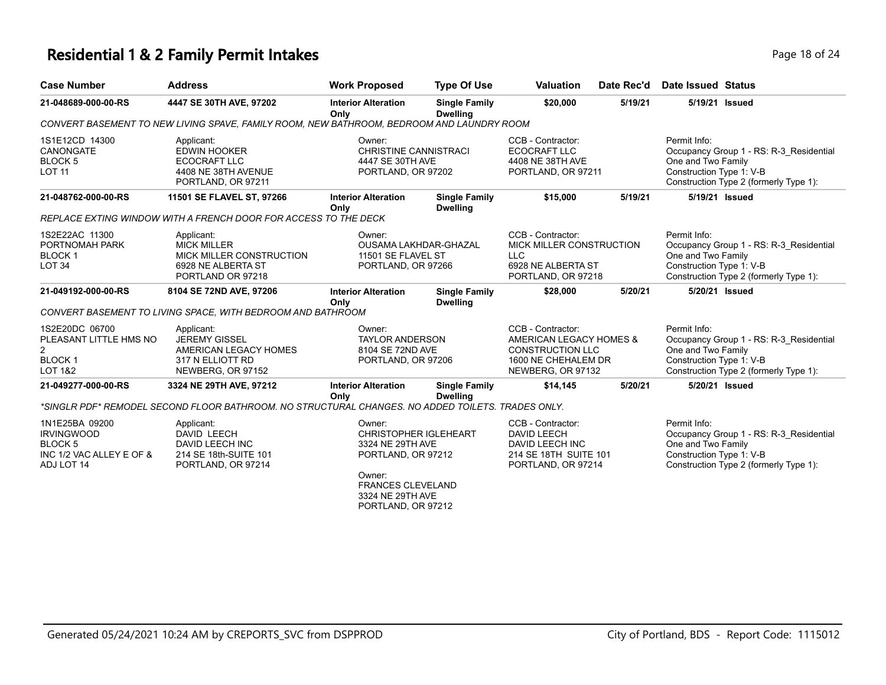# Residential 1 & 2 Family Permit Intakes

| Case Number | Address | Work Proposed | Type Of Use | Valuation | Date Rec'd | Date Issued | Status |
|---|---|---|---|---|---|---|---|
| **21-048689-000-00-RS** | **4447 SE 30TH AVE, 97202** | **Interior Alteration Only** | **Single Family Dwelling** | **$20,000** | **5/19/21** | **5/19/21** | **Issued** |

*CONVERT BASEMENT TO NEW LIVING SPAVE, FAMILY ROOM, NEW BATHROOM, BEDROOM AND LAUNDRY ROOM*

| | | | | |
|---|---|---|---|---|
| 1S1E12CD 14300<br>CANONGATE<br>BLOCK 5<br>LOT 11 | Applicant:<br>EDWIN HOOKER<br>ECOCRAFT LLC<br>4408 NE 38TH AVENUE<br>PORTLAND, OR 97211 | Owner:<br>CHRISTINE CANNISTRACI<br>4447 SE 30TH AVE<br>PORTLAND, OR 97202 | CCB - Contractor:<br>ECOCRAFT LLC<br>4408 NE 38TH AVE<br>PORTLAND, OR 97211 | Permit Info:<br>Occupancy Group 1 - RS: R-3_Residential One and Two Family<br>Construction Type 1: V-B<br>Construction Type 2 (formerly Type 1): |

| Case Number | Address | Work Proposed | Type Of Use | Valuation | Date Rec'd | Date Issued | Status |
|---|---|---|---|---|---|---|---|
| **21-048762-000-00-RS** | **11501 SE FLAVEL ST, 97266** | **Interior Alteration Only** | **Single Family Dwelling** | **$15,000** | **5/19/21** | **5/19/21** | **Issued** |

*REPLACE EXTING WINDOW WITH A FRENCH DOOR FOR ACCESS TO THE DECK*

| | | | | |
|---|---|---|---|---|
| 1S2E22AC 11300<br>PORTNOMAH PARK<br>BLOCK 1<br>LOT 34 | Applicant:<br>MICK MILLER<br>MICK MILLER CONSTRUCTION<br>6928 NE ALBERTA ST<br>PORTLAND OR 97218 | Owner:<br>OUSAMA LAKHDAR-GHAZAL<br>11501 SE FLAVEL ST<br>PORTLAND, OR 97266 | CCB - Contractor:<br>MICK MILLER CONSTRUCTION LLC<br>6928 NE ALBERTA ST<br>PORTLAND, OR 97218 | Permit Info:<br>Occupancy Group 1 - RS: R-3_Residential One and Two Family<br>Construction Type 1: V-B<br>Construction Type 2 (formerly Type 1): |

| Case Number | Address | Work Proposed | Type Of Use | Valuation | Date Rec'd | Date Issued | Status |
|---|---|---|---|---|---|---|---|
| **21-049192-000-00-RS** | **8104 SE 72ND AVE, 97206** | **Interior Alteration Only** | **Single Family Dwelling** | **$28,000** | **5/20/21** | **5/20/21** | **Issued** |

*CONVERT BASEMENT TO LIVING SPACE, WITH BEDROOM AND BATHROOM*

| | | | | |
|---|---|---|---|---|
| 1S2E20DC 06700<br>PLEASANT LITTLE HMS NO 2<br>BLOCK 1<br>LOT 1&2 | Applicant:<br>JEREMY GISSEL<br>AMERICAN LEGACY HOMES<br>317 N ELLIOTT RD<br>NEWBERG, OR 97152 | Owner:<br>TAYLOR ANDERSON<br>8104 SE 72ND AVE<br>PORTLAND, OR 97206 | CCB - Contractor:<br>AMERICAN LEGACY HOMES & CONSTRUCTION LLC<br>1600 NE CHEHALEM DR<br>NEWBERG, OR 97132 | Permit Info:<br>Occupancy Group 1 - RS: R-3_Residential One and Two Family<br>Construction Type 1: V-B<br>Construction Type 2 (formerly Type 1): |

| Case Number | Address | Work Proposed | Type Of Use | Valuation | Date Rec'd | Date Issued | Status |
|---|---|---|---|---|---|---|---|
| **21-049277-000-00-RS** | **3324 NE 29TH AVE, 97212** | **Interior Alteration Only** | **Single Family Dwelling** | **$14,145** | **5/20/21** | **5/20/21** | **Issued** |

*\*SINGLR PDF\* REMODEL SECOND FLOOR BATHROOM. NO STRUCTURAL CHANGES. NO ADDED TOILETS. TRADES ONLY.*

| | | | | |
|---|---|---|---|---|
| 1N1E25BA 09200<br>IRVINGWOOD<br>BLOCK 5<br>INC 1/2 VAC ALLEY E OF & ADJ LOT 14 | Applicant:<br>DAVID LEECH<br>DAVID LEECH INC<br>214 SE 18th-SUITE 101<br>PORTLAND, OR 97214 | Owner:<br>CHRISTOPHER IGLEHEART<br>3324 NE 29TH AVE<br>PORTLAND, OR 97212<br><br>Owner:<br>FRANCES CLEVELAND<br>3324 NE 29TH AVE<br>PORTLAND, OR 97212 | CCB - Contractor:<br>DAVID LEECH<br>DAVID LEECH INC<br>214 SE 18TH SUITE 101<br>PORTLAND, OR 97214 | Permit Info:<br>Occupancy Group 1 - RS: R-3_Residential One and Two Family<br>Construction Type 1: V-B<br>Construction Type 2 (formerly Type 1): |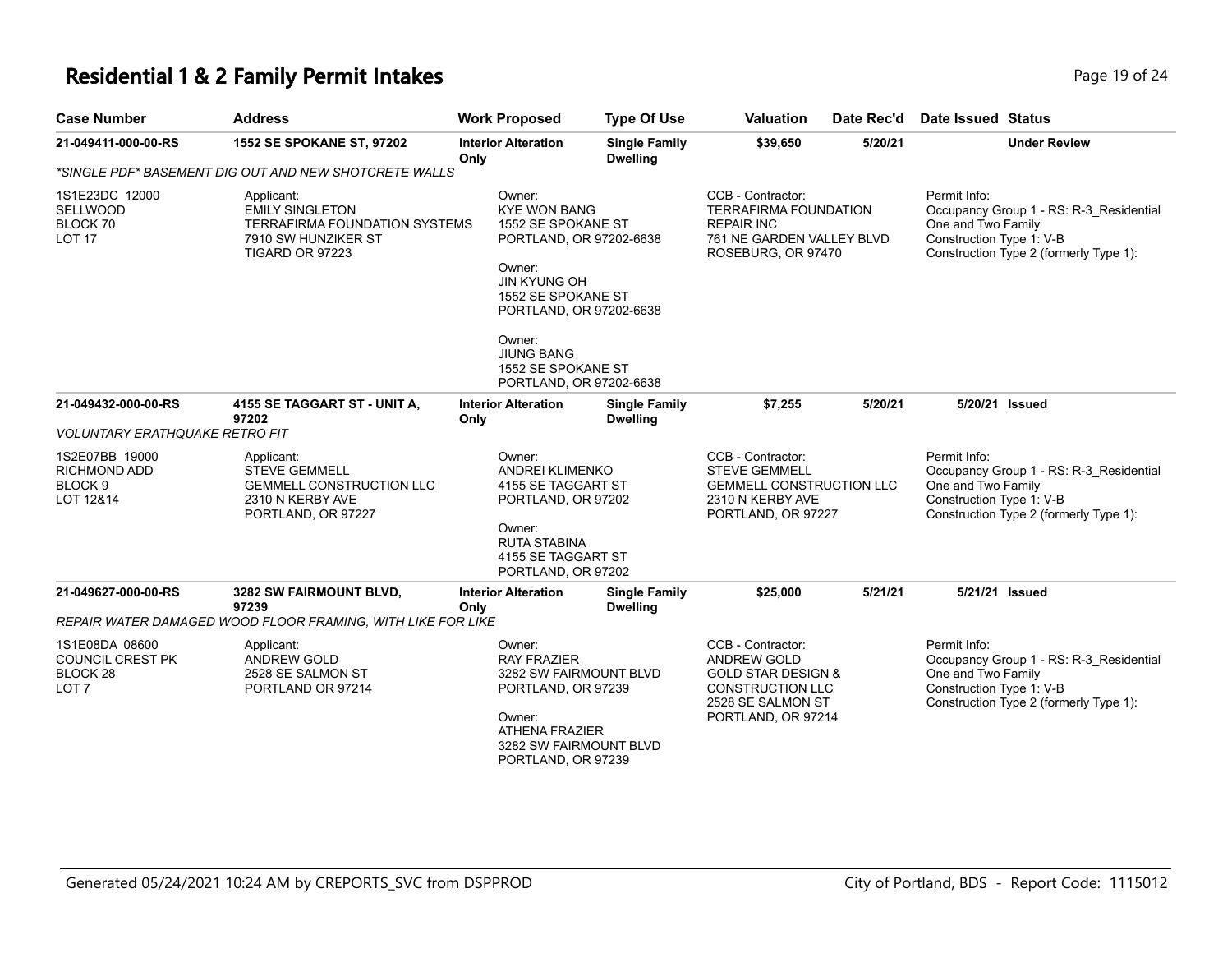# Residential 1 & 2 Family Permit Intakes

| Case Number | Address | Work Proposed | Type Of Use | Valuation | Date Rec'd | Date Issued | Status |
|---|---|---|---|---|---|---|---|
| **21-049411-000-00-RS** | **1552 SE SPOKANE ST, 97202** | **Interior Alteration Only** | **Single Family Dwelling** | **$39,650** | **5/20/21** | | **Under Review** |
| *\*SINGLE PDF\* BASEMENT DIG OUT AND NEW SHOTCRETE WALLS* | | | | | | | |
| 1S1E23DC 12000<br>SELLWOOD<br>BLOCK 70<br>LOT 17 | Applicant:<br>EMILY SINGLETON<br>TERRAFIRMA FOUNDATION SYSTEMS<br>7910 SW HUNZIKER ST<br>TIGARD OR 97223 | Owner:<br>KYE WON BANG<br>1552 SE SPOKANE ST<br>PORTLAND, OR 97202-6638<br><br>Owner:<br>JIN KYUNG OH<br>1552 SE SPOKANE ST<br>PORTLAND, OR 97202-6638<br><br>Owner:<br>JIUNG BANG<br>1552 SE SPOKANE ST<br>PORTLAND, OR 97202-6638 | | CCB - Contractor:<br>TERRAFIRMA FOUNDATION REPAIR INC<br>761 NE GARDEN VALLEY BLVD<br>ROSEBURG, OR 97470 | | Permit Info:<br>Occupancy Group 1 - RS: R-3_Residential One and Two Family<br>Construction Type 1: V-B<br>Construction Type 2 (formerly Type 1): | |
| **21-049432-000-00-RS** | **4155 SE TAGGART ST - UNIT A, 97202** | **Interior Alteration Only** | **Single Family Dwelling** | **$7,255** | **5/20/21** | **5/20/21** | **Issued** |
| *VOLUNTARY ERATHQUAKE RETRO FIT* | | | | | | | |
| 1S2E07BB 19000<br>RICHMOND ADD<br>BLOCK 9<br>LOT 12&14 | Applicant:<br>STEVE GEMMELL<br>GEMMELL CONSTRUCTION LLC<br>2310 N KERBY AVE<br>PORTLAND, OR 97227 | Owner:<br>ANDREI KLIMENKO<br>4155 SE TAGGART ST<br>PORTLAND, OR 97202<br><br>Owner:<br>RUTA STABINA<br>4155 SE TAGGART ST<br>PORTLAND, OR 97202 | | CCB - Contractor:<br>STEVE GEMMELL<br>GEMMELL CONSTRUCTION LLC<br>2310 N KERBY AVE<br>PORTLAND, OR 97227 | | Permit Info:<br>Occupancy Group 1 - RS: R-3_Residential One and Two Family<br>Construction Type 1: V-B<br>Construction Type 2 (formerly Type 1): | |
| **21-049627-000-00-RS** | **3282 SW FAIRMOUNT BLVD, 97239** | **Interior Alteration Only** | **Single Family Dwelling** | **$25,000** | **5/21/21** | **5/21/21** | **Issued** |
| *REPAIR WATER DAMAGED WOOD FLOOR FRAMING, WITH LIKE FOR LIKE* | | | | | | | |
| 1S1E08DA 08600<br>COUNCIL CREST PK<br>BLOCK 28<br>LOT 7 | Applicant:<br>ANDREW GOLD<br>2528 SE SALMON ST<br>PORTLAND OR 97214 | Owner:<br>RAY FRAZIER<br>3282 SW FAIRMOUNT BLVD<br>PORTLAND, OR 97239<br><br>Owner:<br>ATHENA FRAZIER<br>3282 SW FAIRMOUNT BLVD<br>PORTLAND, OR 97239 | | CCB - Contractor:<br>ANDREW GOLD<br>GOLD STAR DESIGN & CONSTRUCTION LLC<br>2528 SE SALMON ST<br>PORTLAND, OR 97214 | | Permit Info:<br>Occupancy Group 1 - RS: R-3_Residential One and Two Family<br>Construction Type 1: V-B<br>Construction Type 2 (formerly Type 1): | |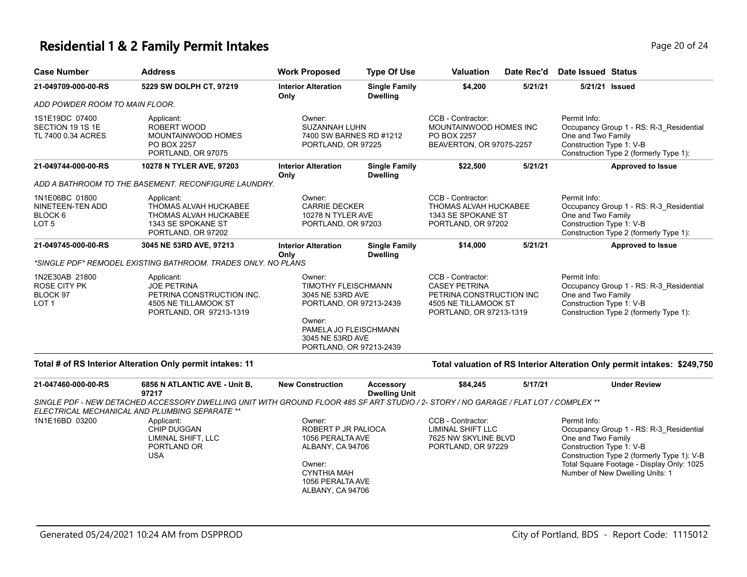# Residential 1 & 2 Family Permit Intakes

| Case Number | Address | Work Proposed | Type Of Use | Valuation | Date Rec'd | Date Issued | Status |
|---|---|---|---|---|---|---|---|
| 21-049709-000-00-RS | 5229 SW DOLPH CT, 97219 | Interior Alteration Only | Single Family Dwelling | $4,200 | 5/21/21 | 5/21/21 | Issued |

*ADD POWDER ROOM TO MAIN FLOOR.*

1S1E19DC 07400
SECTION 19 1S 1E
TL 7400 0.34 ACRES

Applicant:
ROBERT WOOD
MOUNTAINWOOD HOMES
PO BOX 2257
PORTLAND, OR 97075

Owner:
SUZANNAH LUHN
7400 SW BARNES RD #1212
PORTLAND, OR 97225

CCB - Contractor:
MOUNTAINWOOD HOMES INC
PO BOX 2257
BEAVERTON, OR 97075-2257

Permit Info:
Occupancy Group 1 - RS: R-3_Residential One and Two Family
Construction Type 1: V-B
Construction Type 2 (formerly Type 1):

| Case Number | Address | Work Proposed | Type Of Use | Valuation | Date Rec'd | Date Issued | Status |
|---|---|---|---|---|---|---|---|
| 21-049744-000-00-RS | 10278 N TYLER AVE, 97203 | Interior Alteration Only | Single Family Dwelling | $22,500 | 5/21/21 | | Approved to Issue |

*ADD A BATHROOM TO THE BASEMENT. RECONFIGURE LAUNDRY.*

1N1E06BC 01800
NINETEEN-TEN ADD
BLOCK 6
LOT 5

Applicant:
THOMAS ALVAH HUCKABEE
THOMAS ALVAH HUCKABEE
1343 SE SPOKANE ST
PORTLAND, OR 97202

Owner:
CARRIE DECKER
10278 N TYLER AVE
PORTLAND, OR 97203

CCB - Contractor:
THOMAS ALVAH HUCKABEE
1343 SE SPOKANE ST
PORTLAND, OR 97202

Permit Info:
Occupancy Group 1 - RS: R-3_Residential One and Two Family
Construction Type 1: V-B
Construction Type 2 (formerly Type 1):

| Case Number | Address | Work Proposed | Type Of Use | Valuation | Date Rec'd | Date Issued | Status |
|---|---|---|---|---|---|---|---|
| 21-049745-000-00-RS | 3045 NE 53RD AVE, 97213 | Interior Alteration Only | Single Family Dwelling | $14,000 | 5/21/21 | | Approved to Issue |

*\*SINGLE PDF\* REMODEL EXISTING BATHROOM. TRADES ONLY. NO PLANS*

1N2E30AB 21800
ROSE CITY PK
BLOCK 97
LOT 1

Applicant:
JOE PETRINA
PETRINA CONSTRUCTION INC.
4505 NE TILLAMOOK ST
PORTLAND, OR 97213-1319

Owner:
TIMOTHY FLEISCHMANN
3045 NE 53RD AVE
PORTLAND, OR 97213-2439

Owner:
PAMELA JO FLEISCHMANN
3045 NE 53RD AVE
PORTLAND, OR 97213-2439

CCB - Contractor:
CASEY PETRINA
PETRINA CONSTRUCTION INC
4505 NE TILLAMOOK ST
PORTLAND, OR 97213-1319

Permit Info:
Occupancy Group 1 - RS: R-3_Residential One and Two Family
Construction Type 1: V-B
Construction Type 2 (formerly Type 1):

**Total # of RS Interior Alteration Only permit intakes: 11**

**Total valuation of RS Interior Alteration Only permit intakes: $249,750**

| Case Number | Address | Work Proposed | Type Of Use | Valuation | Date Rec'd | Date Issued | Status |
|---|---|---|---|---|---|---|---|
| 21-047460-000-00-RS | 6856 N ATLANTIC AVE - Unit B, 97217 | New Construction | Accessory Dwelling Unit | $84,245 | 5/17/21 | | Under Review |

*SINGLE PDF - NEW DETACHED ACCESSORY DWELLING UNIT WITH GROUND FLOOR 485 SF ART STUDIO / 2- STORY / NO GARAGE / FLAT LOT / COMPLEX \*\* ELECTRICAL MECHANICAL AND PLUMBING SEPARATE \*\**

1N1E16BD 03200

Applicant:
CHIP DUGGAN
LIMINAL SHIFT, LLC
PORTLAND OR
USA

Owner:
ROBERT P JR PALIOCA
1056 PERALTA AVE
ALBANY, CA 94706

Owner:
CYNTHIA MAH
1056 PERALTA AVE
ALBANY, CA 94706

CCB - Contractor:
LIMINAL SHIFT LLC
7625 NW SKYLINE BLVD
PORTLAND, OR 97229

Permit Info:
Occupancy Group 1 - RS: R-3_Residential One and Two Family
Construction Type 1: V-B
Construction Type 2 (formerly Type 1): V-B
Total Square Footage - Display Only: 1025
Number of New Dwelling Units: 1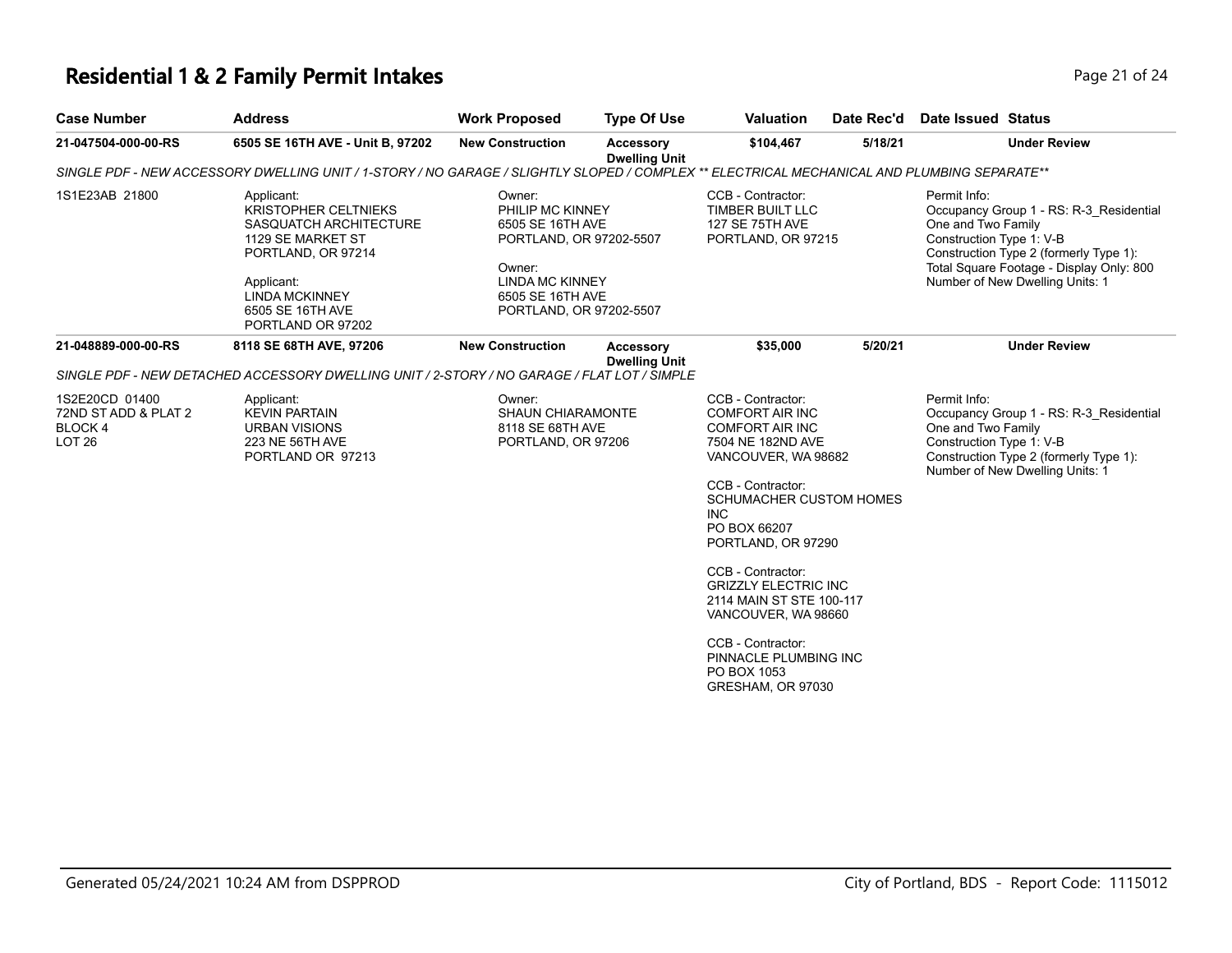# Residential 1 & 2 Family Permit Intakes

| Case Number | Address | Work Proposed | Type Of Use | Valuation | Date Rec'd | Date Issued | Status |
|---|---|---|---|---|---|---|---|
| **21-047504-000-00-RS** | **6505 SE 16TH AVE - Unit B, 97202** | **New Construction** | **Accessory Dwelling Unit** | **$104,467** | **5/18/21** | | **Under Review** |

*SINGLE PDF - NEW ACCESSORY DWELLING UNIT / 1-STORY / NO GARAGE / SLIGHTLY SLOPED / COMPLEX ** ELECTRICAL MECHANICAL AND PLUMBING SEPARATE***

1S1E23AB 21800

Applicant:
KRISTOPHER CELTNIEKS
SASQUATCH ARCHITECTURE
1129 SE MARKET ST
PORTLAND, OR 97214

Applicant:
LINDA MCKINNEY
6505 SE 16TH AVE
PORTLAND OR 97202

Owner:
PHILIP MC KINNEY
6505 SE 16TH AVE
PORTLAND, OR 97202-5507

Owner:
LINDA MC KINNEY
6505 SE 16TH AVE
PORTLAND, OR 97202-5507

CCB - Contractor:
TIMBER BUILT LLC
127 SE 75TH AVE
PORTLAND, OR 97215

Permit Info:
Occupancy Group 1 - RS: R-3_Residential One and Two Family
Construction Type 1: V-B
Construction Type 2 (formerly Type 1):
Total Square Footage - Display Only: 800
Number of New Dwelling Units: 1

| Case Number | Address | Work Proposed | Type Of Use | Valuation | Date Rec'd | Date Issued | Status |
|---|---|---|---|---|---|---|---|
| **21-048889-000-00-RS** | **8118 SE 68TH AVE, 97206** | **New Construction** | **Accessory Dwelling Unit** | **$35,000** | **5/20/21** | | **Under Review** |

*SINGLE PDF - NEW DETACHED ACCESSORY DWELLING UNIT / 2-STORY / NO GARAGE / FLAT LOT / SIMPLE*

1S2E20CD 01400
72ND ST ADD & PLAT 2
BLOCK 4
LOT 26

Applicant:
KEVIN PARTAIN
URBAN VISIONS
223 NE 56TH AVE
PORTLAND OR 97213

Owner:
SHAUN CHIARAMONTE
8118 SE 68TH AVE
PORTLAND, OR 97206

CCB - Contractor:
COMFORT AIR INC
COMFORT AIR INC
7504 NE 182ND AVE
VANCOUVER, WA 98682

CCB - Contractor:
SCHUMACHER CUSTOM HOMES INC
PO BOX 66207
PORTLAND, OR 97290

CCB - Contractor:
GRIZZLY ELECTRIC INC
2114 MAIN ST STE 100-117
VANCOUVER, WA 98660

CCB - Contractor:
PINNACLE PLUMBING INC
PO BOX 1053
GRESHAM, OR 97030

Permit Info:
Occupancy Group 1 - RS: R-3_Residential One and Two Family
Construction Type 1: V-B
Construction Type 2 (formerly Type 1):
Number of New Dwelling Units: 1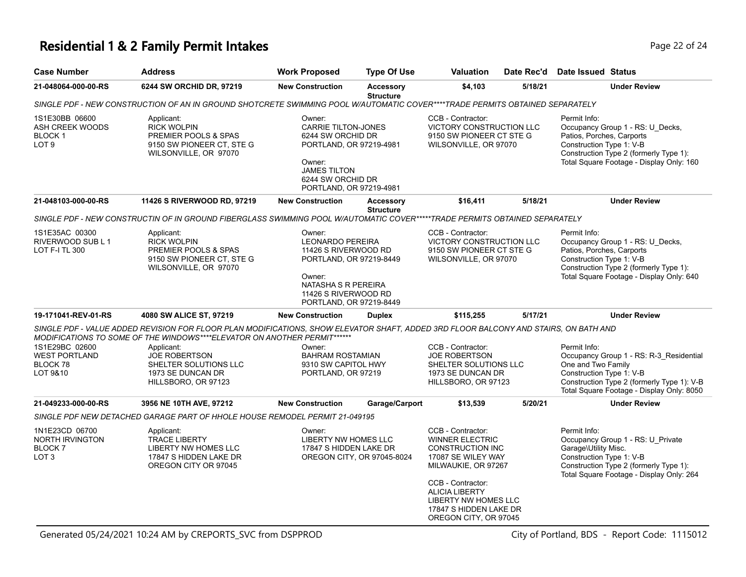# Residential 1 & 2 Family Permit Intakes

| Case Number | Address | Work Proposed | Type Of Use | Valuation | Date Rec'd | Date Issued | Status |
|---|---|---|---|---|---|---|---|
| 21-048064-000-00-RS | 6244 SW ORCHID DR, 97219 | New Construction | Accessory Structure | $4,103 | 5/18/21 | | Under Review |

*SINGLE PDF - NEW CONSTRUCTION OF AN IN GROUND SHOTCRETE SWIMMING POOL W/AUTOMATIC COVER****TRADE PERMITS OBTAINED SEPARATELY*

1S1E30BB 06600
ASH CREEK WOODS
BLOCK 1
LOT 9

Applicant:
RICK WOLPIN
PREMIER POOLS & SPAS
9150 SW PIONEER CT, STE G
WILSONVILLE, OR 97070

Owner:
CARRIE TILTON-JONES
6244 SW ORCHID DR
PORTLAND, OR 97219-4981

Owner:
JAMES TILTON
6244 SW ORCHID DR
PORTLAND, OR 97219-4981

CCB - Contractor:
VICTORY CONSTRUCTION LLC
9150 SW PIONEER CT STE G
WILSONVILLE, OR 97070

Permit Info:
Occupancy Group 1 - RS: U_Decks, Patios, Porches, Carports
Construction Type 1: V-B
Construction Type 2 (formerly Type 1):
Total Square Footage - Display Only: 160

| Case Number | Address | Work Proposed | Type Of Use | Valuation | Date Rec'd | Date Issued | Status |
|---|---|---|---|---|---|---|---|
| 21-048103-000-00-RS | 11426 S RIVERWOOD RD, 97219 | New Construction | Accessory Structure | $16,411 | 5/18/21 | | Under Review |

*SINGLE PDF - NEW CONSTRUCTIN OF IN GROUND FIBERGLASS SWIMMING POOL W/AUTOMATIC COVER*****TRADE PERMITS OBTAINED SEPARATELY*

1S1E35AC 00300
RIVERWOOD SUB L 1
LOT F-I TL 300

Applicant:
RICK WOLPIN
PREMIER POOLS & SPAS
9150 SW PIONEER CT, STE G
WILSONVILLE, OR 97070

Owner:
LEONARDO PEREIRA
11426 S RIVERWOOD RD
PORTLAND, OR 97219-8449

Owner:
NATASHA S R PEREIRA
11426 S RIVERWOOD RD
PORTLAND, OR 97219-8449

CCB - Contractor:
VICTORY CONSTRUCTION LLC
9150 SW PIONEER CT STE G
WILSONVILLE, OR 97070

Permit Info:
Occupancy Group 1 - RS: U_Decks, Patios, Porches, Carports
Construction Type 1: V-B
Construction Type 2 (formerly Type 1):
Total Square Footage - Display Only: 640

| Case Number | Address | Work Proposed | Type Of Use | Valuation | Date Rec'd | Date Issued | Status |
|---|---|---|---|---|---|---|---|
| 19-171041-REV-01-RS | 4080 SW ALICE ST, 97219 | New Construction | Duplex | $115,255 | 5/17/21 | | Under Review |

*SINGLE PDF - VALUE ADDED REVISION FOR FLOOR PLAN MODIFICATIONS, SHOW ELEVATOR SHAFT, ADDED 3RD FLOOR BALCONY AND STAIRS, ON BATH AND MODIFICATIONS TO SOME OF THE WINDOWS****ELEVATOR ON ANOTHER PERMIT******

1S1E29BC 02600
WEST PORTLAND
BLOCK 78
LOT 9&10

Applicant:
JOE ROBERTSON
SHELTER SOLUTIONS LLC
1973 SE DUNCAN DR
HILLSBORO, OR 97123

Owner:
BAHRAM ROSTAMIAN
9310 SW CAPITOL HWY
PORTLAND, OR 97219

CCB - Contractor:
JOE ROBERTSON
SHELTER SOLUTIONS LLC
1973 SE DUNCAN DR
HILLSBORO, OR 97123

Permit Info:
Occupancy Group 1 - RS: R-3_Residential One and Two Family
Construction Type 1: V-B
Construction Type 2 (formerly Type 1): V-B
Total Square Footage - Display Only: 8050

| Case Number | Address | Work Proposed | Type Of Use | Valuation | Date Rec'd | Date Issued | Status |
|---|---|---|---|---|---|---|---|
| 21-049233-000-00-RS | 3956 NE 10TH AVE, 97212 | New Construction | Garage/Carport | $13,539 | 5/20/21 | | Under Review |

*SINGLE PDF NEW DETACHED GARAGE PART OF HHOLE HOUSE REMODEL PERMIT 21-049195*

1N1E23CD 06700
NORTH IRVINGTON
BLOCK 7
LOT 3

Applicant:
TRACE LIBERTY
LIBERTY NW HOMES LLC
17847 S HIDDEN LAKE DR
OREGON CITY OR 97045

Owner:
LIBERTY NW HOMES LLC
17847 S HIDDEN LAKE DR
OREGON CITY, OR 97045-8024

CCB - Contractor:
WINNER ELECTRIC CONSTRUCTION INC
17087 SE WILEY WAY
MILWAUKIE, OR 97267

CCB - Contractor:
ALICIA LIBERTY
LIBERTY NW HOMES LLC
17847 S HIDDEN LAKE DR
OREGON CITY, OR 97045

Permit Info:
Occupancy Group 1 - RS: U_Private Garage\Utility Misc.
Construction Type 1: V-B
Construction Type 2 (formerly Type 1):
Total Square Footage - Display Only: 264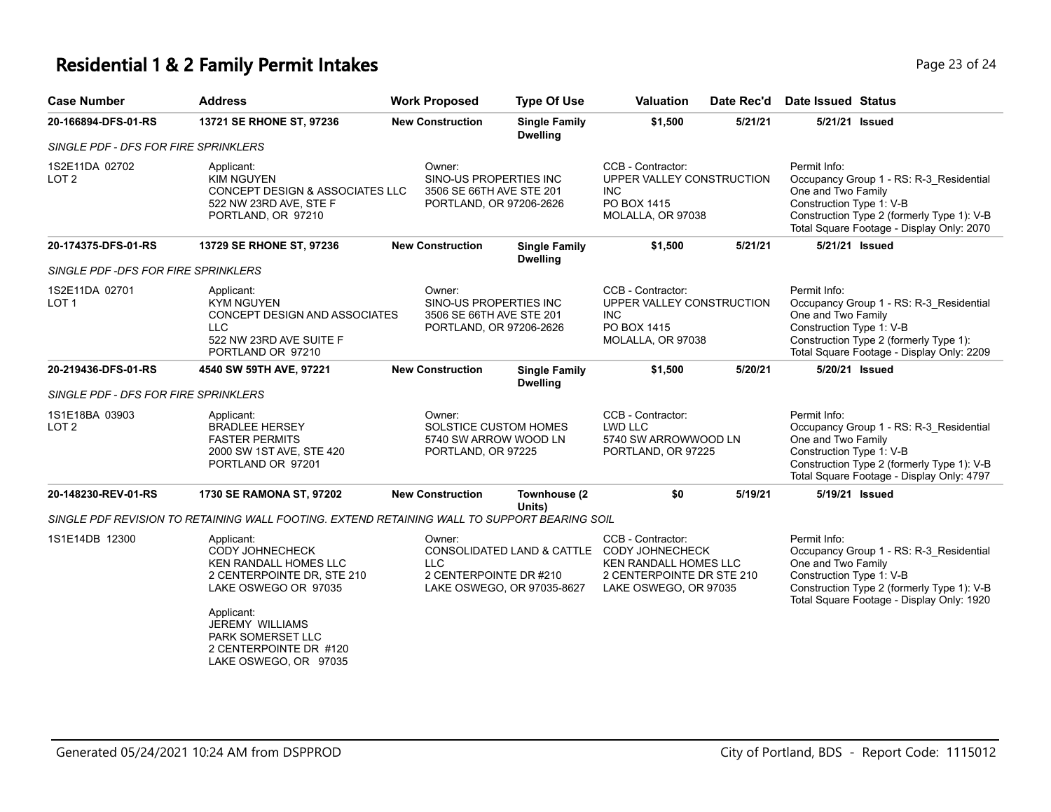# Residential 1 & 2 Family Permit Intakes

| Case Number | Address | Work Proposed | Type Of Use | Valuation | Date Rec'd | Date Issued | Status |
|---|---|---|---|---|---|---|---|
| 20-166894-DFS-01-RS | 13721 SE RHONE ST, 97236 | New Construction | Single Family Dwelling | $1,500 | 5/21/21 | 5/21/21 | Issued |

*SINGLE PDF - DFS FOR FIRE SPRINKLERS*

1S2E11DA 02702
LOT 2

Applicant:
KIM NGUYEN
CONCEPT DESIGN & ASSOCIATES LLC
522 NW 23RD AVE, STE F
PORTLAND, OR 97210

Owner:
SINO-US PROPERTIES INC
3506 SE 66TH AVE STE 201
PORTLAND, OR 97206-2626

CCB - Contractor:
UPPER VALLEY CONSTRUCTION INC
PO BOX 1415
MOLALLA, OR 97038

Permit Info:
Occupancy Group 1 - RS: R-3_Residential One and Two Family
Construction Type 1: V-B
Construction Type 2 (formerly Type 1): V-B
Total Square Footage - Display Only: 2070

| Case Number | Address | Work Proposed | Type Of Use | Valuation | Date Rec'd | Date Issued | Status |
|---|---|---|---|---|---|---|---|
| 20-174375-DFS-01-RS | 13729 SE RHONE ST, 97236 | New Construction | Single Family Dwelling | $1,500 | 5/21/21 | 5/21/21 | Issued |

*SINGLE PDF -DFS FOR FIRE SPRINKLERS*

1S2E11DA 02701
LOT 1

Applicant:
KYM NGUYEN
CONCEPT DESIGN AND ASSOCIATES LLC
522 NW 23RD AVE SUITE F
PORTLAND OR 97210

Owner:
SINO-US PROPERTIES INC
3506 SE 66TH AVE STE 201
PORTLAND, OR 97206-2626

CCB - Contractor:
UPPER VALLEY CONSTRUCTION INC
PO BOX 1415
MOLALLA, OR 97038

Permit Info:
Occupancy Group 1 - RS: R-3_Residential One and Two Family
Construction Type 1: V-B
Construction Type 2 (formerly Type 1):
Total Square Footage - Display Only: 2209

| Case Number | Address | Work Proposed | Type Of Use | Valuation | Date Rec'd | Date Issued | Status |
|---|---|---|---|---|---|---|---|
| 20-219436-DFS-01-RS | 4540 SW 59TH AVE, 97221 | New Construction | Single Family Dwelling | $1,500 | 5/20/21 | 5/20/21 | Issued |

*SINGLE PDF - DFS FOR FIRE SPRINKLERS*

1S1E18BA 03903
LOT 2

Applicant:
BRADLEE HERSEY
FASTER PERMITS
2000 SW 1ST AVE, STE 420
PORTLAND OR 97201

Owner:
SOLSTICE CUSTOM HOMES
5740 SW ARROW WOOD LN
PORTLAND, OR 97225

CCB - Contractor:
LWD LLC
5740 SW ARROWWOOD LN
PORTLAND, OR 97225

Permit Info:
Occupancy Group 1 - RS: R-3_Residential One and Two Family
Construction Type 1: V-B
Construction Type 2 (formerly Type 1): V-B
Total Square Footage - Display Only: 4797

| Case Number | Address | Work Proposed | Type Of Use | Valuation | Date Rec'd | Date Issued | Status |
|---|---|---|---|---|---|---|---|
| 20-148230-REV-01-RS | 1730 SE RAMONA ST, 97202 | New Construction | Townhouse (2 Units) | $0 | 5/19/21 | 5/19/21 | Issued |

*SINGLE PDF REVISION TO RETAINING WALL FOOTING. EXTEND RETAINING WALL TO SUPPORT BEARING SOIL*

1S1E14DB 12300

Applicant:
CODY JOHNECHECK
KEN RANDALL HOMES LLC
2 CENTERPOINTE DR, STE 210
LAKE OSWEGO OR 97035

Applicant:
JEREMY WILLIAMS
PARK SOMERSET LLC
2 CENTERPOINTE DR #120
LAKE OSWEGO, OR 97035

Owner:
CONSOLIDATED LAND & CATTLE LLC
2 CENTERPOINTE DR #210
LAKE OSWEGO, OR 97035-8627

CCB - Contractor:
CODY JOHNECHECK
KEN RANDALL HOMES LLC
2 CENTERPOINTE DR STE 210
LAKE OSWEGO, OR 97035

Permit Info:
Occupancy Group 1 - RS: R-3_Residential One and Two Family
Construction Type 1: V-B
Construction Type 2 (formerly Type 1): V-B
Total Square Footage - Display Only: 1920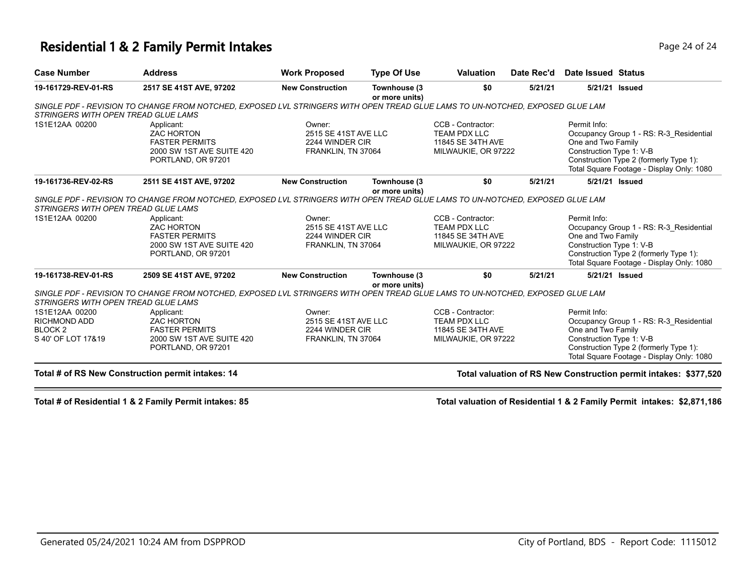# Residential 1 & 2 Family Permit Intakes

| Case Number | Address | Work Proposed | Type Of Use | Valuation | Date Rec'd | Date Issued | Status |
|---|---|---|---|---|---|---|---|
| 19-161729-REV-01-RS | 2517 SE 41ST AVE, 97202 | New Construction | Townhouse (3 or more units) | $0 | 5/21/21 | 5/21/21 | Issued |

*SINGLE PDF - REVISION TO CHANGE FROM NOTCHED, EXPOSED LVL STRINGERS WITH OPEN TREAD GLUE LAMS TO UN-NOTCHED, EXPOSED GLUE LAM STRINGERS WITH OPEN TREAD GLUE LAMS*

1S1E12AA 00200

Applicant:
ZAC HORTON
FASTER PERMITS
2000 SW 1ST AVE SUITE 420
PORTLAND, OR 97201

Owner:
2515 SE 41ST AVE LLC
2244 WINDER CIR
FRANKLIN, TN 37064

CCB - Contractor:
TEAM PDX LLC
11845 SE 34TH AVE
MILWAUKIE, OR 97222

Permit Info:
Occupancy Group 1 - RS: R-3_Residential One and Two Family
Construction Type 1: V-B
Construction Type 2 (formerly Type 1):
Total Square Footage - Display Only: 1080

| Case Number | Address | Work Proposed | Type Of Use | Valuation | Date Rec'd | Date Issued | Status |
|---|---|---|---|---|---|---|---|
| 19-161736-REV-02-RS | 2511 SE 41ST AVE, 97202 | New Construction | Townhouse (3 or more units) | $0 | 5/21/21 | 5/21/21 | Issued |

*SINGLE PDF - REVISION TO CHANGE FROM NOTCHED, EXPOSED LVL STRINGERS WITH OPEN TREAD GLUE LAMS TO UN-NOTCHED, EXPOSED GLUE LAM STRINGERS WITH OPEN TREAD GLUE LAMS*

1S1E12AA 00200

Applicant:
ZAC HORTON
FASTER PERMITS
2000 SW 1ST AVE SUITE 420
PORTLAND, OR 97201

Owner:
2515 SE 41ST AVE LLC
2244 WINDER CIR
FRANKLIN, TN 37064

CCB - Contractor:
TEAM PDX LLC
11845 SE 34TH AVE
MILWAUKIE, OR 97222

Permit Info:
Occupancy Group 1 - RS: R-3_Residential One and Two Family
Construction Type 1: V-B
Construction Type 2 (formerly Type 1):
Total Square Footage - Display Only: 1080

| Case Number | Address | Work Proposed | Type Of Use | Valuation | Date Rec'd | Date Issued | Status |
|---|---|---|---|---|---|---|---|
| 19-161738-REV-01-RS | 2509 SE 41ST AVE, 97202 | New Construction | Townhouse (3 or more units) | $0 | 5/21/21 | 5/21/21 | Issued |

*SINGLE PDF - REVISION TO CHANGE FROM NOTCHED, EXPOSED LVL STRINGERS WITH OPEN TREAD GLUE LAMS TO UN-NOTCHED, EXPOSED GLUE LAM STRINGERS WITH OPEN TREAD GLUE LAMS*

1S1E12AA 00200
RICHMOND ADD
BLOCK 2
S 40' OF LOT 17&19

Applicant:
ZAC HORTON
FASTER PERMITS
2000 SW 1ST AVE SUITE 420
PORTLAND, OR 97201

Owner:
2515 SE 41ST AVE LLC
2244 WINDER CIR
FRANKLIN, TN 37064

CCB - Contractor:
TEAM PDX LLC
11845 SE 34TH AVE
MILWAUKIE, OR 97222

Permit Info:
Occupancy Group 1 - RS: R-3_Residential One and Two Family
Construction Type 1: V-B
Construction Type 2 (formerly Type 1):
Total Square Footage - Display Only: 1080

**Total # of RS New Construction permit intakes: 14**

**Total valuation of RS New Construction permit intakes: $377,520**

**Total # of Residential 1 & 2 Family Permit intakes: 85**

**Total valuation of Residential 1 & 2 Family Permit intakes: $2,871,186**